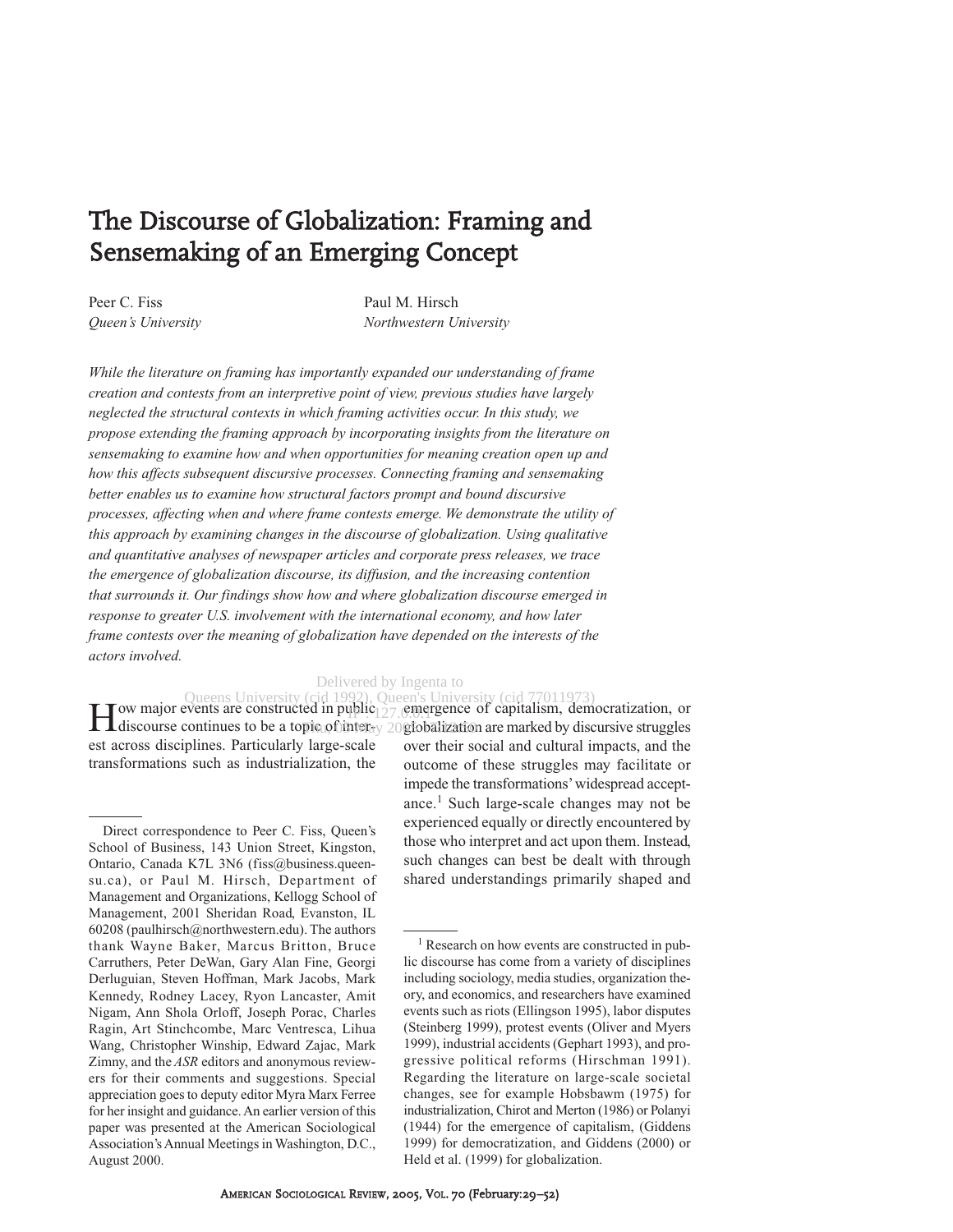# The Discourse of Globalization: Framing and Sensemaking of an Emerging Concept

Peer C. Fiss
*Queen's University*

Paul M. Hirsch
*Northwestern University*

*While the literature on framing has importantly expanded our understanding of frame creation and contests from an interpretive point of view, previous studies have largely neglected the structural contexts in which framing activities occur. In this study, we propose extending the framing approach by incorporating insights from the literature on sensemaking to examine how and when opportunities for meaning creation open up and how this affects subsequent discursive processes. Connecting framing and sensemaking better enables us to examine how structural factors prompt and bound discursive processes, affecting when and where frame contests emerge. We demonstrate the utility of this approach by examining changes in the discourse of globalization. Using qualitative and quantitative analyses of newspaper articles and corporate press releases, we trace the emergence of globalization discourse, its diffusion, and the increasing contention that surrounds it. Our findings show how and where globalization discourse emerged in response to greater U.S. involvement with the international economy, and how later frame contests over the meaning of globalization have depended on the interests of the actors involved.*

How major events are constructed in public discourse continues to be a topic of interest across disciplines. Particularly large-scale transformations such as industrialization, the emergence of capitalism, democratization, or globalization are marked by discursive struggles over their social and cultural impacts, and the outcome of these struggles may facilitate or impede the transformations' widespread acceptance.[1] Such large-scale changes may not be experienced equally or directly encountered by those who interpret and act upon them. Instead, such changes can best be dealt with through shared understandings primarily shaped and

---

Direct correspondence to Peer C. Fiss, Queen's School of Business, 143 Union Street, Kingston, Ontario, Canada K7L 3N6 (fiss@business.queensu.ca), or Paul M. Hirsch, Department of Management and Organizations, Kellogg School of Management, 2001 Sheridan Road, Evanston, IL 60208 (paulhirsch@northwestern.edu). The authors thank Wayne Baker, Marcus Britton, Bruce Carruthers, Peter DeWan, Gary Alan Fine, Georgi Derluguian, Steven Hoffman, Mark Jacobs, Mark Kennedy, Rodney Lacey, Ryon Lancaster, Amit Nigam, Ann Shola Orloff, Joseph Porac, Charles Ragin, Art Stinchcombe, Marc Ventresca, Lihua Wang, Christopher Winship, Edward Zajac, Mark Zimny, and the *ASR* editors and anonymous reviewers for their comments and suggestions. Special appreciation goes to deputy editor Myra Marx Ferree for her insight and guidance. An earlier version of this paper was presented at the American Sociological Association's Annual Meetings in Washington, D.C., August 2000.

[1] Research on how events are constructed in public discourse has come from a variety of disciplines including sociology, media studies, organization theory, and economics, and researchers have examined events such as riots (Ellingson 1995), labor disputes (Steinberg 1999), protest events (Oliver and Myers 1999), industrial accidents (Gephart 1993), and progressive political reforms (Hirschman 1991). Regarding the literature on large-scale societal changes, see for example Hobsbawm (1975) for industrialization, Chirot and Merton (1986) or Polanyi (1944) for the emergence of capitalism, (Giddens 1999) for democratization, and Giddens (2000) or Held et al. (1999) for globalization.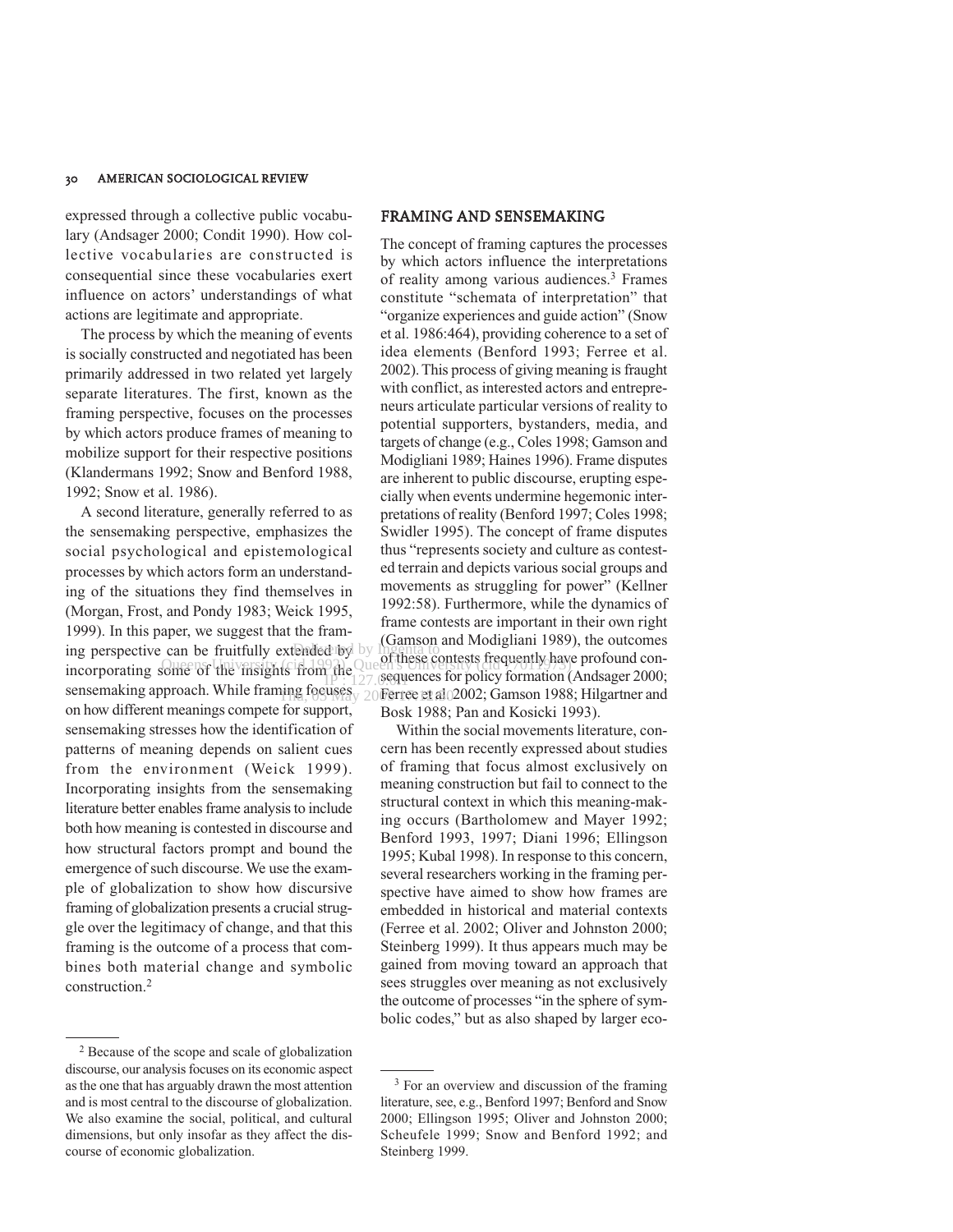expressed through a collective public vocabulary (Andsager 2000; Condit 1990). How collective vocabularies are constructed is consequential since these vocabularies exert influence on actors' understandings of what actions are legitimate and appropriate.

The process by which the meaning of events is socially constructed and negotiated has been primarily addressed in two related yet largely separate literatures. The first, known as the framing perspective, focuses on the processes by which actors produce frames of meaning to mobilize support for their respective positions (Klandermans 1992; Snow and Benford 1988, 1992; Snow et al. 1986).

A second literature, generally referred to as the sensemaking perspective, emphasizes the social psychological and epistemological processes by which actors form an understanding of the situations they find themselves in (Morgan, Frost, and Pondy 1983; Weick 1995, 1999). In this paper, we suggest that the framing perspective can be fruitfully extended by incorporating some of the insights from the sensemaking approach. While framing focuses on how different meanings compete for support, sensemaking stresses how the identification of patterns of meaning depends on salient cues from the environment (Weick 1999). Incorporating insights from the sensemaking literature better enables frame analysis to include both how meaning is contested in discourse and how structural factors prompt and bound the emergence of such discourse. We use the example of globalization to show how discursive framing of globalization presents a crucial struggle over the legitimacy of change, and that this framing is the outcome of a process that combines both material change and symbolic construction.[2]

## FRAMING AND SENSEMAKING

The concept of framing captures the processes by which actors influence the interpretations of reality among various audiences.[3] Frames constitute "schemata of interpretation" that "organize experiences and guide action" (Snow et al. 1986:464), providing coherence to a set of idea elements (Benford 1993; Ferree et al. 2002). This process of giving meaning is fraught with conflict, as interested actors and entrepreneurs articulate particular versions of reality to potential supporters, bystanders, media, and targets of change (e.g., Coles 1998; Gamson and Modigliani 1989; Haines 1996). Frame disputes are inherent to public discourse, erupting especially when events undermine hegemonic interpretations of reality (Benford 1997; Coles 1998; Swidler 1995). The concept of frame disputes thus "represents society and culture as contested terrain and depicts various social groups and movements as struggling for power" (Kellner 1992:58). Furthermore, while the dynamics of frame contests are important in their own right (Gamson and Modigliani 1989), the outcomes of these contests frequently have profound consequences for policy formation (Andsager 2000; Ferree et al. 2002; Gamson 1988; Hilgartner and Bosk 1988; Pan and Kosicki 1993).

Within the social movements literature, concern has been recently expressed about studies of framing that focus almost exclusively on meaning construction but fail to connect to the structural context in which this meaning-making occurs (Bartholomew and Mayer 1992; Benford 1993, 1997; Diani 1996; Ellingson 1995; Kubal 1998). In response to this concern, several researchers working in the framing perspective have aimed to show how frames are embedded in historical and material contexts (Ferree et al. 2002; Oliver and Johnston 2000; Steinberg 1999). It thus appears much may be gained from moving toward an approach that sees struggles over meaning as not exclusively the outcome of processes "in the sphere of symbolic codes," but as also shaped by larger eco-

[2] Because of the scope and scale of globalization discourse, our analysis focuses on its economic aspect as the one that has arguably drawn the most attention and is most central to the discourse of globalization. We also examine the social, political, and cultural dimensions, but only insofar as they affect the discourse of economic globalization.

[3] For an overview and discussion of the framing literature, see, e.g., Benford 1997; Benford and Snow 2000; Ellingson 1995; Oliver and Johnston 2000; Scheufele 1999; Snow and Benford 1992; and Steinberg 1999.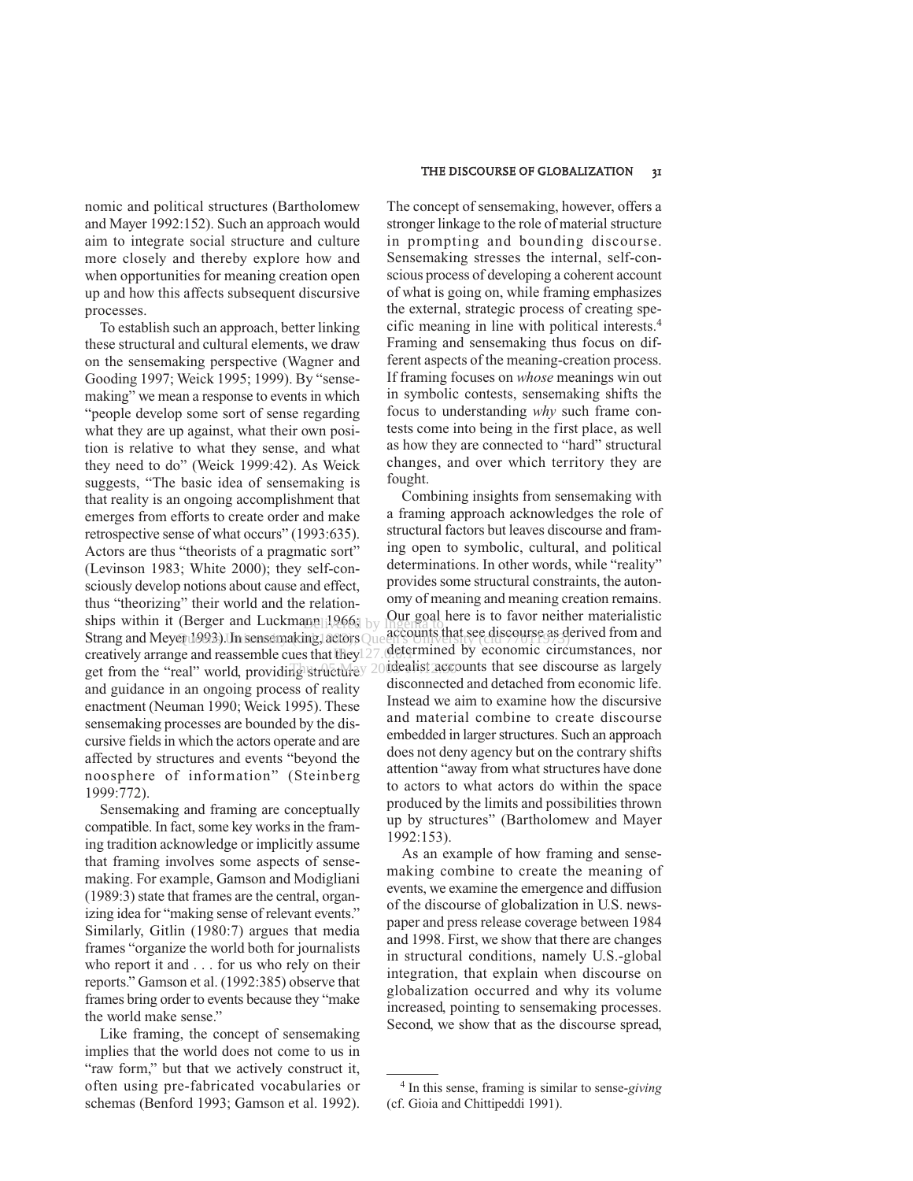nomic and political structures (Bartholomew and Mayer 1992:152). Such an approach would aim to integrate social structure and culture more closely and thereby explore how and when opportunities for meaning creation open up and how this affects subsequent discursive processes.

To establish such an approach, better linking these structural and cultural elements, we draw on the sensemaking perspective (Wagner and Gooding 1997; Weick 1995; 1999). By "sensemaking" we mean a response to events in which "people develop some sort of sense regarding what they are up against, what their own position is relative to what they sense, and what they need to do" (Weick 1999:42). As Weick suggests, "The basic idea of sensemaking is that reality is an ongoing accomplishment that emerges from efforts to create order and make retrospective sense of what occurs" (1993:635). Actors are thus "theorists of a pragmatic sort" (Levinson 1983; White 2000); they self-consciously develop notions about cause and effect, thus "theorizing" their world and the relationships within it (Berger and Luckmann 1966; Strang and Meyer 1993). In sensemaking, actors creatively arrange and reassemble cues that they get from the "real" world, providing structure and guidance in an ongoing process of reality enactment (Neuman 1990; Weick 1995). These sensemaking processes are bounded by the discursive fields in which the actors operate and are affected by structures and events "beyond the noosphere of information" (Steinberg 1999:772).

Sensemaking and framing are conceptually compatible. In fact, some key works in the framing tradition acknowledge or implicitly assume that framing involves some aspects of sensemaking. For example, Gamson and Modigliani (1989:3) state that frames are the central, organizing idea for "making sense of relevant events." Similarly, Gitlin (1980:7) argues that media frames "organize the world both for journalists who report it and . . . for us who rely on their reports." Gamson et al. (1992:385) observe that frames bring order to events because they "make the world make sense."

Like framing, the concept of sensemaking implies that the world does not come to us in "raw form," but that we actively construct it, often using pre-fabricated vocabularies or schemas (Benford 1993; Gamson et al. 1992). The concept of sensemaking, however, offers a stronger linkage to the role of material structure in prompting and bounding discourse. Sensemaking stresses the internal, self-conscious process of developing a coherent account of what is going on, while framing emphasizes the external, strategic process of creating specific meaning in line with political interests.[4] Framing and sensemaking thus focus on different aspects of the meaning-creation process. If framing focuses on *whose* meanings win out in symbolic contests, sensemaking shifts the focus to understanding *why* such frame contests come into being in the first place, as well as how they are connected to "hard" structural changes, and over which territory they are fought.

Combining insights from sensemaking with a framing approach acknowledges the role of structural factors but leaves discourse and framing open to symbolic, cultural, and political determinations. In other words, while "reality" provides some structural constraints, the autonomy of meaning and meaning creation remains. Our goal here is to favor neither materialistic accounts that see discourse as derived from and determined by economic circumstances, nor idealist accounts that see discourse as largely disconnected and detached from economic life. Instead we aim to examine how the discursive and material combine to create discourse embedded in larger structures. Such an approach does not deny agency but on the contrary shifts attention "away from what structures have done to actors to what actors do within the space produced by the limits and possibilities thrown up by structures" (Bartholomew and Mayer 1992:153).

As an example of how framing and sensemaking combine to create the meaning of events, we examine the emergence and diffusion of the discourse of globalization in U.S. newspaper and press release coverage between 1984 and 1998. First, we show that there are changes in structural conditions, namely U.S.-global integration, that explain when discourse on globalization occurred and why its volume increased, pointing to sensemaking processes. Second, we show that as the discourse spread,

---

[4] In this sense, framing is similar to sense-*giving* (cf. Gioia and Chittipeddi 1991).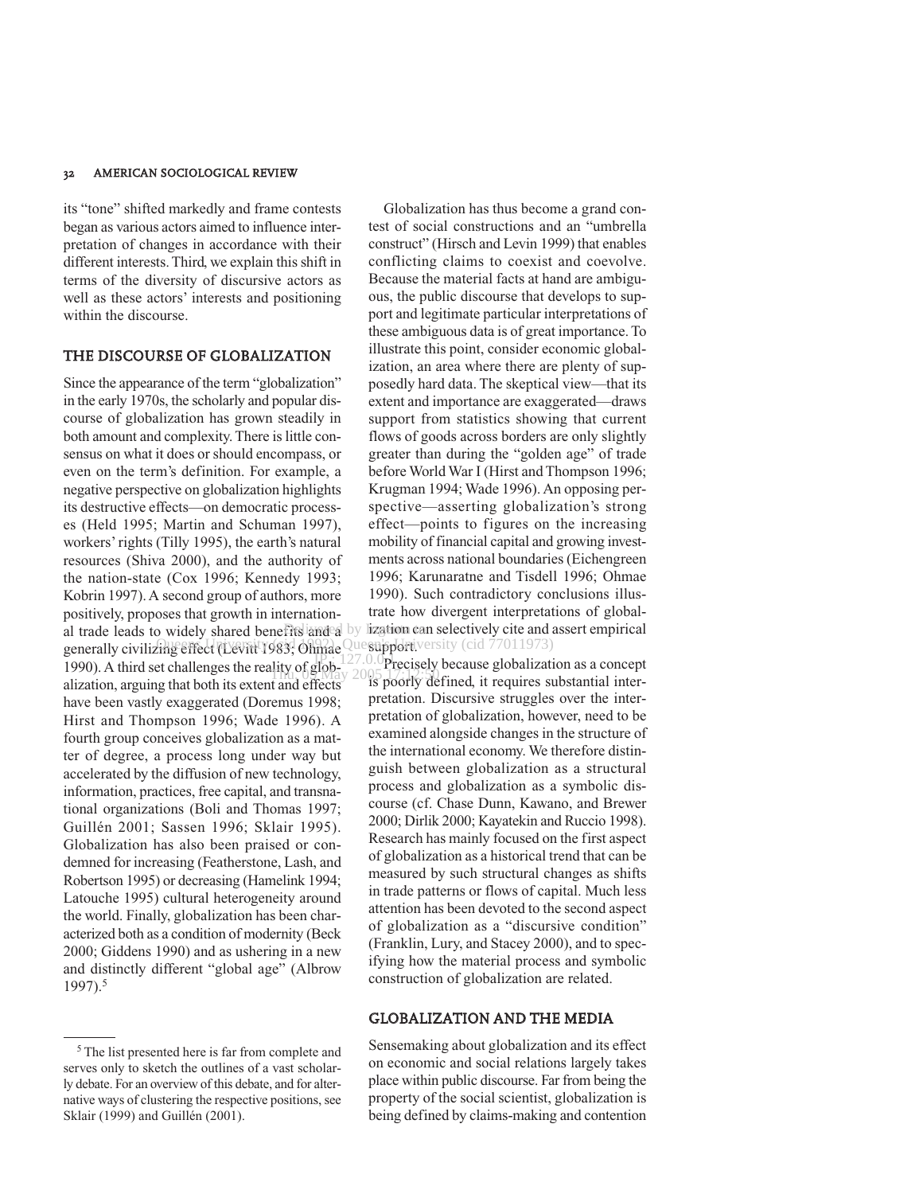its "tone" shifted markedly and frame contests began as various actors aimed to influence interpretation of changes in accordance with their different interests. Third, we explain this shift in terms of the diversity of discursive actors as well as these actors' interests and positioning within the discourse.

## THE DISCOURSE OF GLOBALIZATION

Since the appearance of the term "globalization" in the early 1970s, the scholarly and popular discourse of globalization has grown steadily in both amount and complexity. There is little consensus on what it does or should encompass, or even on the term's definition. For example, a negative perspective on globalization highlights its destructive effects—on democratic processes (Held 1995; Martin and Schuman 1997), workers' rights (Tilly 1995), the earth's natural resources (Shiva 2000), and the authority of the nation-state (Cox 1996; Kennedy 1993; Kobrin 1997). A second group of authors, more positively, proposes that growth in international trade leads to widely shared benefits and a generally civilizing effect (Levitt 1983; Ohmae 1990). A third set challenges the reality of globalization, arguing that both its extent and effects have been vastly exaggerated (Doremus 1998; Hirst and Thompson 1996; Wade 1996). A fourth group conceives globalization as a matter of degree, a process long under way but accelerated by the diffusion of new technology, information, practices, free capital, and transnational organizations (Boli and Thomas 1997; Guillén 2001; Sassen 1996; Sklair 1995). Globalization has also been praised or condemned for increasing (Featherstone, Lash, and Robertson 1995) or decreasing (Hamelink 1994; Latouche 1995) cultural heterogeneity around the world. Finally, globalization has been characterized both as a condition of modernity (Beck 2000; Giddens 1990) and as ushering in a new and distinctly different "global age" (Albrow 1997).[5]

Globalization has thus become a grand contest of social constructions and an "umbrella construct" (Hirsch and Levin 1999) that enables conflicting claims to coexist and coevolve. Because the material facts at hand are ambiguous, the public discourse that develops to support and legitimate particular interpretations of these ambiguous data is of great importance. To illustrate this point, consider economic globalization, an area where there are plenty of supposedly hard data. The skeptical view—that its extent and importance are exaggerated—draws support from statistics showing that current flows of goods across borders are only slightly greater than during the "golden age" of trade before World War I (Hirst and Thompson 1996; Krugman 1994; Wade 1996). An opposing perspective—asserting globalization's strong effect—points to figures on the increasing mobility of financial capital and growing investments across national boundaries (Eichengreen 1996; Karunaratne and Tisdell 1996; Ohmae 1990). Such contradictory conclusions illustrate how divergent interpretations of globalization can selectively cite and assert empirical support.

Precisely because globalization as a concept is poorly defined, it requires substantial interpretation. Discursive struggles over the interpretation of globalization, however, need to be examined alongside changes in the structure of the international economy. We therefore distinguish between globalization as a structural process and globalization as a symbolic discourse (cf. Chase Dunn, Kawano, and Brewer 2000; Dirlik 2000; Kayatekin and Ruccio 1998). Research has mainly focused on the first aspect of globalization as a historical trend that can be measured by such structural changes as shifts in trade patterns or flows of capital. Much less attention has been devoted to the second aspect of globalization as a "discursive condition" (Franklin, Lury, and Stacey 2000), and to specifying how the material process and symbolic construction of globalization are related.

## GLOBALIZATION AND THE MEDIA

Sensemaking about globalization and its effect on economic and social relations largely takes place within public discourse. Far from being the property of the social scientist, globalization is being defined by claims-making and contention

[5] The list presented here is far from complete and serves only to sketch the outlines of a vast scholarly debate. For an overview of this debate, and for alternative ways of clustering the respective positions, see Sklair (1999) and Guillén (2001).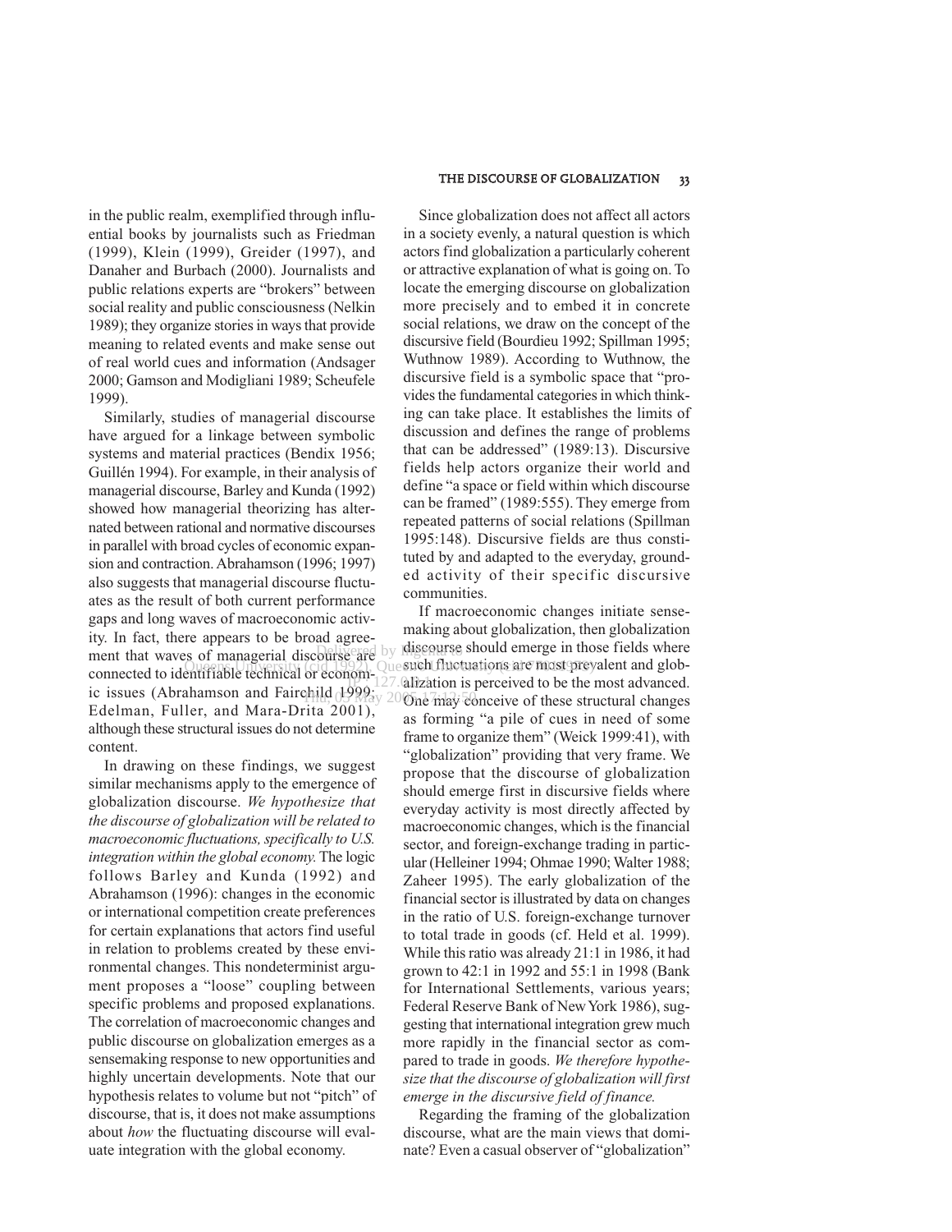in the public realm, exemplified through influential books by journalists such as Friedman (1999), Klein (1999), Greider (1997), and Danaher and Burbach (2000). Journalists and public relations experts are "brokers" between social reality and public consciousness (Nelkin 1989); they organize stories in ways that provide meaning to related events and make sense out of real world cues and information (Andsager 2000; Gamson and Modigliani 1989; Scheufele 1999).

Similarly, studies of managerial discourse have argued for a linkage between symbolic systems and material practices (Bendix 1956; Guillén 1994). For example, in their analysis of managerial discourse, Barley and Kunda (1992) showed how managerial theorizing has alternated between rational and normative discourses in parallel with broad cycles of economic expansion and contraction. Abrahamson (1996; 1997) also suggests that managerial discourse fluctuates as the result of both current performance gaps and long waves of macroeconomic activity. In fact, there appears to be broad agreement that waves of managerial discourse are connected to identifiable technical or economic issues (Abrahamson and Fairchild 1999; Edelman, Fuller, and Mara-Drita 2001), although these structural issues do not determine content.

In drawing on these findings, we suggest similar mechanisms apply to the emergence of globalization discourse. *We hypothesize that the discourse of globalization will be related to macroeconomic fluctuations, specifically to U.S. integration within the global economy.* The logic follows Barley and Kunda (1992) and Abrahamson (1996): changes in the economic or international competition create preferences for certain explanations that actors find useful in relation to problems created by these environmental changes. This nondeterminist argument proposes a "loose" coupling between specific problems and proposed explanations. The correlation of macroeconomic changes and public discourse on globalization emerges as a sensemaking response to new opportunities and highly uncertain developments. Note that our hypothesis relates to volume but not "pitch" of discourse, that is, it does not make assumptions about *how* the fluctuating discourse will evaluate integration with the global economy.

Since globalization does not affect all actors in a society evenly, a natural question is which actors find globalization a particularly coherent or attractive explanation of what is going on. To locate the emerging discourse on globalization more precisely and to embed it in concrete social relations, we draw on the concept of the discursive field (Bourdieu 1992; Spillman 1995; Wuthnow 1989). According to Wuthnow, the discursive field is a symbolic space that "provides the fundamental categories in which thinking can take place. It establishes the limits of discussion and defines the range of problems that can be addressed" (1989:13). Discursive fields help actors organize their world and define "a space or field within which discourse can be framed" (1989:555). They emerge from repeated patterns of social relations (Spillman 1995:148). Discursive fields are thus constituted by and adapted to the everyday, grounded activity of their specific discursive communities.

If macroeconomic changes initiate sensemaking about globalization, then globalization discourse should emerge in those fields where such fluctuations are most prevalent and globalization is perceived to be the most advanced. One may conceive of these structural changes as forming "a pile of cues in need of some frame to organize them" (Weick 1999:41), with "globalization" providing that very frame. We propose that the discourse of globalization should emerge first in discursive fields where everyday activity is most directly affected by macroeconomic changes, which is the financial sector, and foreign-exchange trading in particular (Helleiner 1994; Ohmae 1990; Walter 1988; Zaheer 1995). The early globalization of the financial sector is illustrated by data on changes in the ratio of U.S. foreign-exchange turnover to total trade in goods (cf. Held et al. 1999). While this ratio was already 21:1 in 1986, it had grown to 42:1 in 1992 and 55:1 in 1998 (Bank for International Settlements, various years; Federal Reserve Bank of New York 1986), suggesting that international integration grew much more rapidly in the financial sector as compared to trade in goods. *We therefore hypothesize that the discourse of globalization will first emerge in the discursive field of finance.*

Regarding the framing of the globalization discourse, what are the main views that dominate? Even a casual observer of "globalization"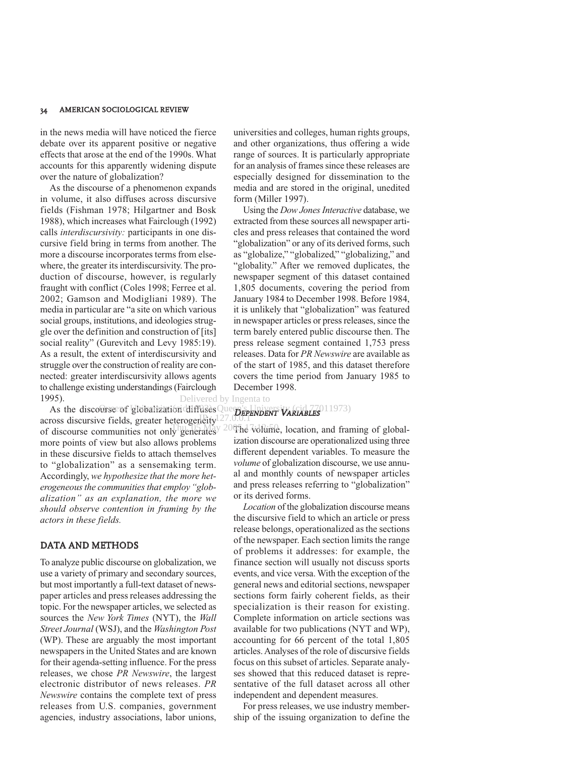in the news media will have noticed the fierce debate over its apparent positive or negative effects that arose at the end of the 1990s. What accounts for this apparently widening dispute over the nature of globalization?

As the discourse of a phenomenon expands in volume, it also diffuses across discursive fields (Fishman 1978; Hilgartner and Bosk 1988), which increases what Fairclough (1992) calls *interdiscursivity:* participants in one discursive field bring in terms from another. The more a discourse incorporates terms from elsewhere, the greater its interdiscursivity. The production of discourse, however, is regularly fraught with conflict (Coles 1998; Ferree et al. 2002; Gamson and Modigliani 1989). The media in particular are "a site on which various social groups, institutions, and ideologies struggle over the definition and construction of [its] social reality" (Gurevitch and Levy 1985:19). As a result, the extent of interdiscursivity and struggle over the construction of reality are connected: greater interdiscursivity allows agents to challenge existing understandings (Fairclough 1995).

As the discourse of globalization diffuses across discursive fields, greater heterogeneity of discourse communities not only generates more points of view but also allows problems in these discursive fields to attach themselves to "globalization" as a sensemaking term. Accordingly, *we hypothesize that the more heterogeneous the communities that employ "globalization" as an explanation, the more we should observe contention in framing by the actors in these fields.*

## DATA AND METHODS

To analyze public discourse on globalization, we use a variety of primary and secondary sources, but most importantly a full-text dataset of newspaper articles and press releases addressing the topic. For the newspaper articles, we selected as sources the *New York Times* (NYT), the *Wall Street Journal* (WSJ), and the *Washington Post* (WP). These are arguably the most important newspapers in the United States and are known for their agenda-setting influence. For the press releases, we chose *PR Newswire*, the largest electronic distributor of news releases. *PR Newswire* contains the complete text of press releases from U.S. companies, government agencies, industry associations, labor unions, universities and colleges, human rights groups, and other organizations, thus offering a wide range of sources. It is particularly appropriate for an analysis of frames since these releases are especially designed for dissemination to the media and are stored in the original, unedited form (Miller 1997).

Using the *Dow Jones Interactive* database, we extracted from these sources all newspaper articles and press releases that contained the word "globalization" or any of its derived forms, such as "globalize," "globalized," "globalizing," and "globality." After we removed duplicates, the newspaper segment of this dataset contained 1,805 documents, covering the period from January 1984 to December 1998. Before 1984, it is unlikely that "globalization" was featured in newspaper articles or press releases, since the term barely entered public discourse then. The press release segment contained 1,753 press releases. Data for *PR Newswire* are available as of the start of 1985, and this dataset therefore covers the time period from January 1985 to December 1998.

### *DEPENDENT VARIABLES*

The volume, location, and framing of globalization discourse are operationalized using three different dependent variables. To measure the *volume* of globalization discourse, we use annual and monthly counts of newspaper articles and press releases referring to "globalization" or its derived forms.

*Location* of the globalization discourse means the discursive field to which an article or press release belongs, operationalized as the sections of the newspaper. Each section limits the range of problems it addresses: for example, the finance section will usually not discuss sports events, and vice versa. With the exception of the general news and editorial sections, newspaper sections form fairly coherent fields, as their specialization is their reason for existing. Complete information on article sections was available for two publications (NYT and WP), accounting for 66 percent of the total 1,805 articles. Analyses of the role of discursive fields focus on this subset of articles. Separate analyses showed that this reduced dataset is representative of the full dataset across all other independent and dependent measures.

For press releases, we use industry membership of the issuing organization to define the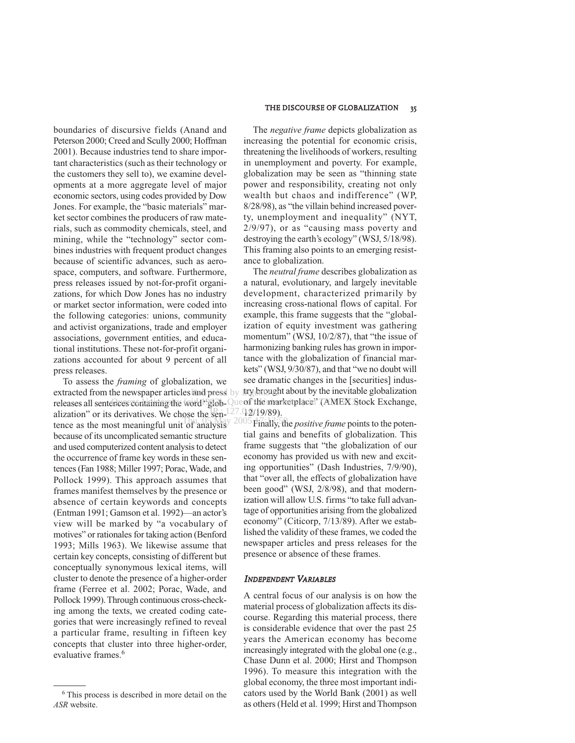boundaries of discursive fields (Anand and Peterson 2000; Creed and Scully 2000; Hoffman 2001). Because industries tend to share important characteristics (such as their technology or the customers they sell to), we examine developments at a more aggregate level of major economic sectors, using codes provided by Dow Jones. For example, the "basic materials" market sector combines the producers of raw materials, such as commodity chemicals, steel, and mining, while the "technology" sector combines industries with frequent product changes because of scientific advances, such as aerospace, computers, and software. Furthermore, press releases issued by not-for-profit organizations, for which Dow Jones has no industry or market sector information, were coded into the following categories: unions, community and activist organizations, trade and employer associations, government entities, and educational institutions. These not-for-profit organizations accounted for about 9 percent of all press releases.

To assess the *framing* of globalization, we extracted from the newspaper articles and press releases all sentences containing the word "globalization" or its derivatives. We chose the sentence as the most meaningful unit of analysis because of its uncomplicated semantic structure and used computerized content analysis to detect the occurrence of frame key words in these sentences (Fan 1988; Miller 1997; Porac, Wade, and Pollock 1999). This approach assumes that frames manifest themselves by the presence or absence of certain keywords and concepts (Entman 1991; Gamson et al. 1992)—an actor's view will be marked by "a vocabulary of motives" or rationales for taking action (Benford 1993; Mills 1963). We likewise assume that certain key concepts, consisting of different but conceptually synonymous lexical items, will cluster to denote the presence of a higher-order frame (Ferree et al. 2002; Porac, Wade, and Pollock 1999). Through continuous cross-checking among the texts, we created coding categories that were increasingly refined to reveal a particular frame, resulting in fifteen key concepts that cluster into three higher-order, evaluative frames.[6]

The *negative frame* depicts globalization as increasing the potential for economic crisis, threatening the livelihoods of workers, resulting in unemployment and poverty. For example, globalization may be seen as "thinning state power and responsibility, creating not only wealth but chaos and indifference" (WP, 8/28/98), as "the villain behind increased poverty, unemployment and inequality" (NYT, 2/9/97), or as "causing mass poverty and destroying the earth's ecology" (WSJ, 5/18/98). This framing also points to an emerging resistance to globalization.

The *neutral frame* describes globalization as a natural, evolutionary, and largely inevitable development, characterized primarily by increasing cross-national flows of capital. For example, this frame suggests that the "globalization of equity investment was gathering momentum" (WSJ, 10/2/87), that "the issue of harmonizing banking rules has grown in importance with the globalization of financial markets" (WSJ, 9/30/87), and that "we no doubt will see dramatic changes in the [securities] industry brought about by the inevitable globalization of the marketplace" (AMEX Stock Exchange, 12/19/89).

Finally, the *positive frame* points to the potential gains and benefits of globalization. This frame suggests that "the globalization of our economy has provided us with new and exciting opportunities" (Dash Industries, 7/9/90), that "over all, the effects of globalization have been good" (WSJ, 2/8/98), and that modernization will allow U.S. firms "to take full advantage of opportunities arising from the globalized economy" (Citicorp, 7/13/89). After we established the validity of these frames, we coded the newspaper articles and press releases for the presence or absence of these frames.

### *Independent Variables*

A central focus of our analysis is on how the material process of globalization affects its discourse. Regarding this material process, there is considerable evidence that over the past 25 years the American economy has become increasingly integrated with the global one (e.g., Chase Dunn et al. 2000; Hirst and Thompson 1996). To measure this integration with the global economy, the three most important indicators used by the World Bank (2001) as well as others (Held et al. 1999; Hirst and Thompson

---

[6] This process is described in more detail on the *ASR* website.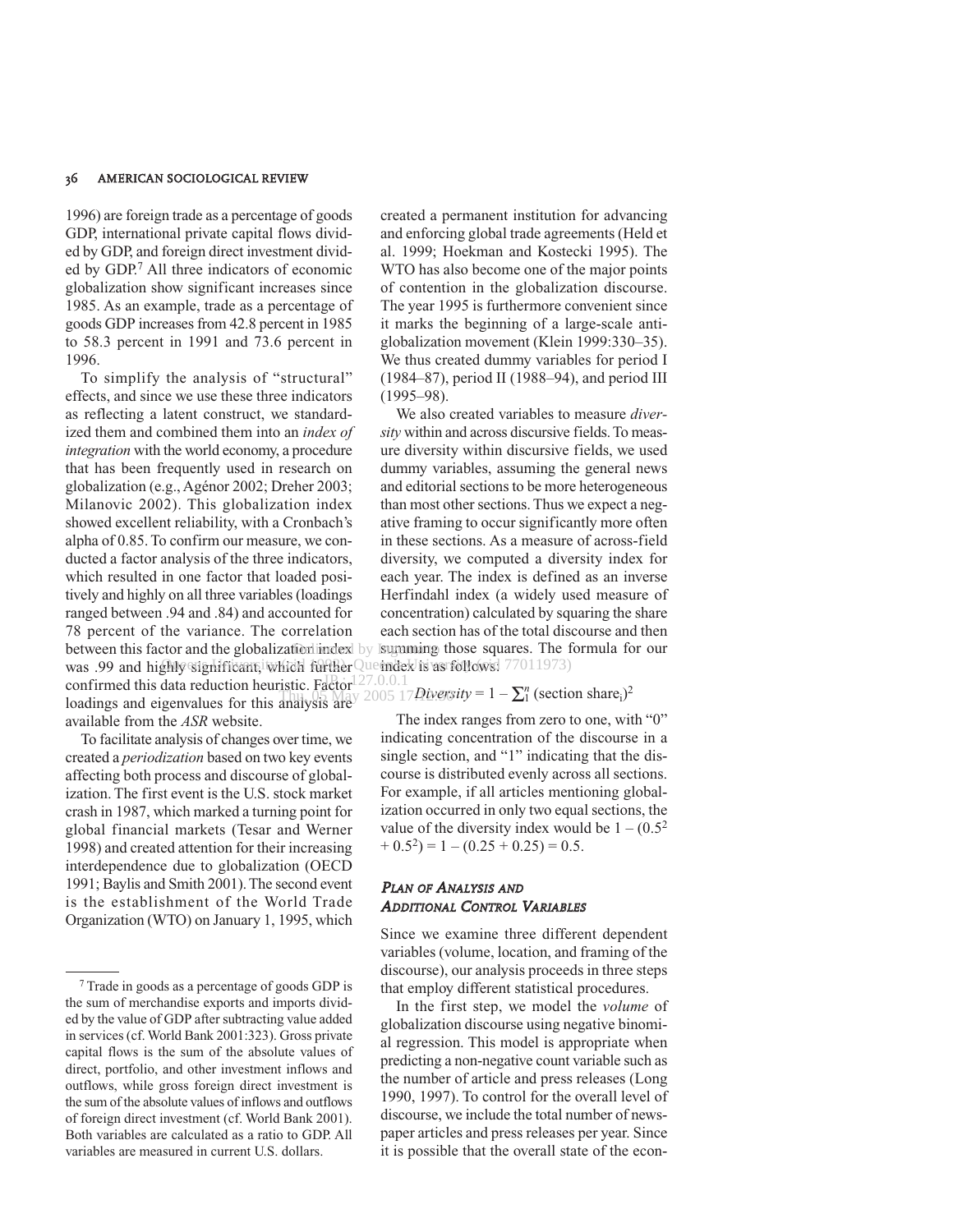1996) are foreign trade as a percentage of goods GDP, international private capital flows divided by GDP, and foreign direct investment divided by GDP.[7] All three indicators of economic globalization show significant increases since 1985. As an example, trade as a percentage of goods GDP increases from 42.8 percent in 1985 to 58.3 percent in 1991 and 73.6 percent in 1996.

To simplify the analysis of "structural" effects, and since we use these three indicators as reflecting a latent construct, we standardized them and combined them into an *index of integration* with the world economy, a procedure that has been frequently used in research on globalization (e.g., Agénor 2002; Dreher 2003; Milanovic 2002). This globalization index showed excellent reliability, with a Cronbach's alpha of 0.85. To confirm our measure, we conducted a factor analysis of the three indicators, which resulted in one factor that loaded positively and highly on all three variables (loadings ranged between .94 and .84) and accounted for 78 percent of the variance. The correlation between this factor and the globalization index was .99 and highly significant, which further confirmed this data reduction heuristic. Factor loadings and eigenvalues for this analysis are available from the *ASR* website.

To facilitate analysis of changes over time, we created a *periodization* based on two key events affecting both process and discourse of globalization. The first event is the U.S. stock market crash in 1987, which marked a turning point for global financial markets (Tesar and Werner 1998) and created attention for their increasing interdependence due to globalization (OECD 1991; Baylis and Smith 2001). The second event is the establishment of the World Trade Organization (WTO) on January 1, 1995, which created a permanent institution for advancing and enforcing global trade agreements (Held et al. 1999; Hoekman and Kostecki 1995). The WTO has also become one of the major points of contention in the globalization discourse. The year 1995 is furthermore convenient since it marks the beginning of a large-scale anti-globalization movement (Klein 1999:330–35). We thus created dummy variables for period I (1984–87), period II (1988–94), and period III (1995–98).

We also created variables to measure *diversity* within and across discursive fields. To measure diversity within discursive fields, we used dummy variables, assuming the general news and editorial sections to be more heterogeneous than most other sections. Thus we expect a negative framing to occur significantly more often in these sections. As a measure of across-field diversity, we computed a diversity index for each year. The index is defined as an inverse Herfindahl index (a widely used measure of concentration) calculated by squaring the share each section has of the total discourse and then summing those squares. The formula for our index is as follows:

$$Diversity = 1 - \sum_{1}^{n} (\text{section share}_i)^2$$

The index ranges from zero to one, with "0" indicating concentration of the discourse in a single section, and "1" indicating that the discourse is distributed evenly across all sections. For example, if all articles mentioning globalization occurred in only two equal sections, the value of the diversity index would be $1 - (0.5^2 + 0.5^2) = 1 - (0.25 + 0.25) = 0.5$.

### *Plan of Analysis and Additional Control Variables*

Since we examine three different dependent variables (volume, location, and framing of the discourse), our analysis proceeds in three steps that employ different statistical procedures.

In the first step, we model the *volume* of globalization discourse using negative binomial regression. This model is appropriate when predicting a non-negative count variable such as the number of article and press releases (Long 1990, 1997). To control for the overall level of discourse, we include the total number of newspaper articles and press releases per year. Since it is possible that the overall state of the econ-

---

[7] Trade in goods as a percentage of goods GDP is the sum of merchandise exports and imports divided by the value of GDP after subtracting value added in services (cf. World Bank 2001:323). Gross private capital flows is the sum of the absolute values of direct, portfolio, and other investment inflows and outflows, while gross foreign direct investment is the sum of the absolute values of inflows and outflows of foreign direct investment (cf. World Bank 2001). Both variables are calculated as a ratio to GDP. All variables are measured in current U.S. dollars.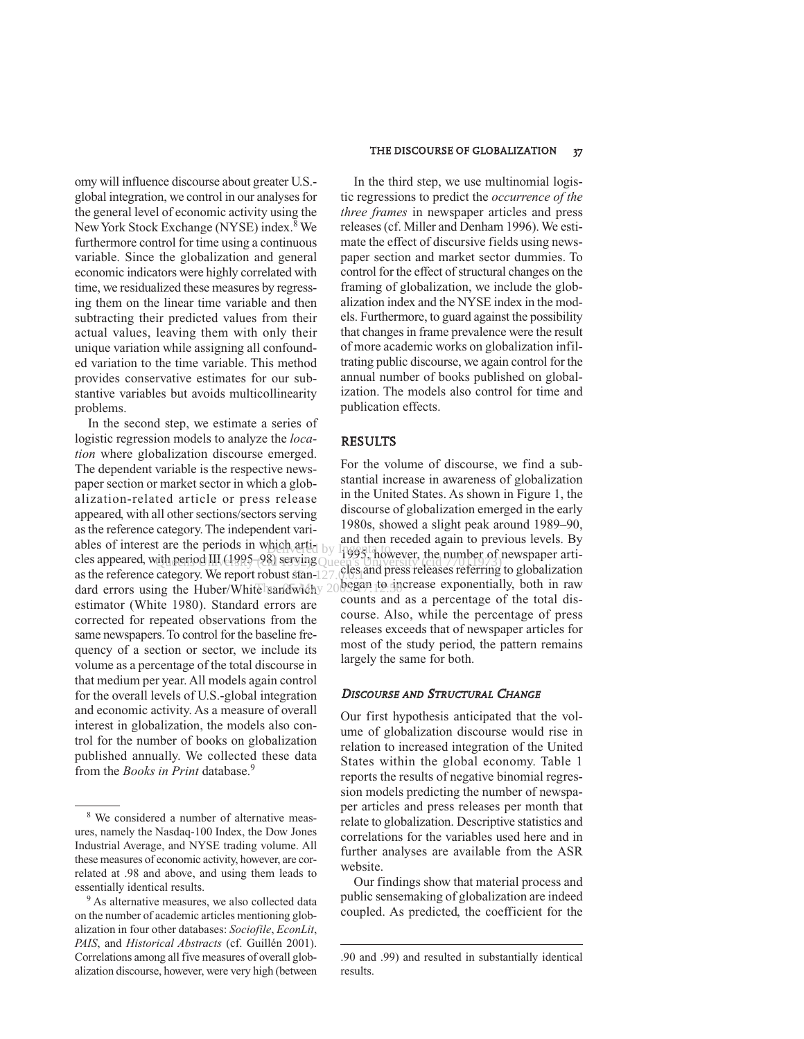omy will influence discourse about greater U.S.-global integration, we control in our analyses for the general level of economic activity using the New York Stock Exchange (NYSE) index.[8] We furthermore control for time using a continuous variable. Since the globalization and general economic indicators were highly correlated with time, we residualized these measures by regressing them on the linear time variable and then subtracting their predicted values from their actual values, leaving them with only their unique variation while assigning all confounded variation to the time variable. This method provides conservative estimates for our substantive variables but avoids multicollinearity problems.

In the second step, we estimate a series of logistic regression models to analyze the *location* where globalization discourse emerged. The dependent variable is the respective newspaper section or market sector in which a globalization-related article or press release appeared, with all other sections/sectors serving as the reference category. The independent variables of interest are the periods in which articles appeared, with period III (1995–98) serving as the reference category. We report robust standard errors using the Huber/White sandwich estimator (White 1980). Standard errors are corrected for repeated observations from the same newspapers. To control for the baseline frequency of a section or sector, we include its volume as a percentage of the total discourse in that medium per year. All models again control for the overall levels of U.S.-global integration and economic activity. As a measure of overall interest in globalization, the models also control for the number of books on globalization published annually. We collected these data from the *Books in Print* database.[9]

In the third step, we use multinomial logistic regressions to predict the *occurrence of the three frames* in newspaper articles and press releases (cf. Miller and Denham 1996). We estimate the effect of discursive fields using newspaper section and market sector dummies. To control for the effect of structural changes on the framing of globalization, we include the globalization index and the NYSE index in the models. Furthermore, to guard against the possibility that changes in frame prevalence were the result of more academic works on globalization infiltrating public discourse, we again control for the annual number of books published on globalization. The models also control for time and publication effects.

## RESULTS

For the volume of discourse, we find a substantial increase in awareness of globalization in the United States. As shown in Figure 1, the discourse of globalization emerged in the early 1980s, showed a slight peak around 1989–90, and then receded again to previous levels. By 1995, however, the number of newspaper articles and press releases referring to globalization began to increase exponentially, both in raw counts and as a percentage of the total discourse. Also, while the percentage of press releases exceeds that of newspaper articles for most of the study period, the pattern remains largely the same for both.

### *Discourse and Structural Change*

Our first hypothesis anticipated that the volume of globalization discourse would rise in relation to increased integration of the United States within the global economy. Table 1 reports the results of negative binomial regression models predicting the number of newspaper articles and press releases per month that relate to globalization. Descriptive statistics and correlations for the variables used here and in further analyses are available from the ASR website.

Our findings show that material process and public sensemaking of globalization are indeed coupled. As predicted, the coefficient for the

---

[8] We considered a number of alternative measures, namely the Nasdaq-100 Index, the Dow Jones Industrial Average, and NYSE trading volume. All these measures of economic activity, however, are correlated at .98 and above, and using them leads to essentially identical results.

[9] As alternative measures, we also collected data on the number of academic articles mentioning globalization in four other databases: *Sociofile*, *EconLit*, *PAIS*, and *Historical Abstracts* (cf. Guillén 2001). Correlations among all five measures of overall globalization discourse, however, were very high (between .90 and .99) and resulted in substantially identical results.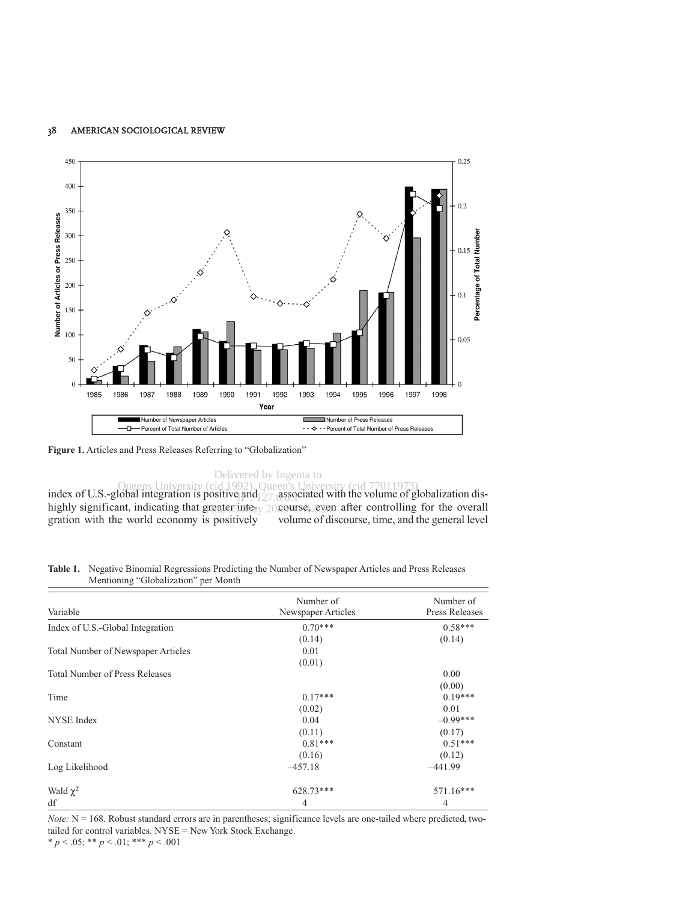Figure 1. Articles and Press Releases Referring to "Globalization"

index of U.S.-global integration is positive and highly significant, indicating that greater integration with the world economy is positively associated with the volume of globalization discourse, even after controlling for the overall volume of discourse, time, and the general level

**Table 1.** Negative Binomial Regressions Predicting the Number of Newspaper Articles and Press Releases Mentioning "Globalization" per Month

| Variable | Number of Newspaper Articles | Number of Press Releases |
|---|---|---|
| Index of U.S.-Global Integration | 0.70*** | 0.58*** |
| | (0.14) | (0.14) |
| Total Number of Newspaper Articles | 0.01 | |
| | (0.01) | |
| Total Number of Press Releases | | 0.00 |
| | | (0.00) |
| Time | 0.17*** | 0.19*** |
| | (0.02) | 0.01 |
| NYSE Index | 0.04 | –0.99*** |
| | (0.11) | (0.17) |
| Constant | 0.81*** | 0.51*** |
| | (0.16) | (0.12) |
| Log Likelihood | –457.18 | –441.99 |
| Wald $\chi^2$ | 628.73*** | 571.16*** |
| df | 4 | 4 |

*Note:* N = 168. Robust standard errors are in parentheses; significance levels are one-tailed where predicted, two-tailed for control variables. NYSE = New York Stock Exchange.
* $p < .05$; ** $p < .01$; *** $p < .001$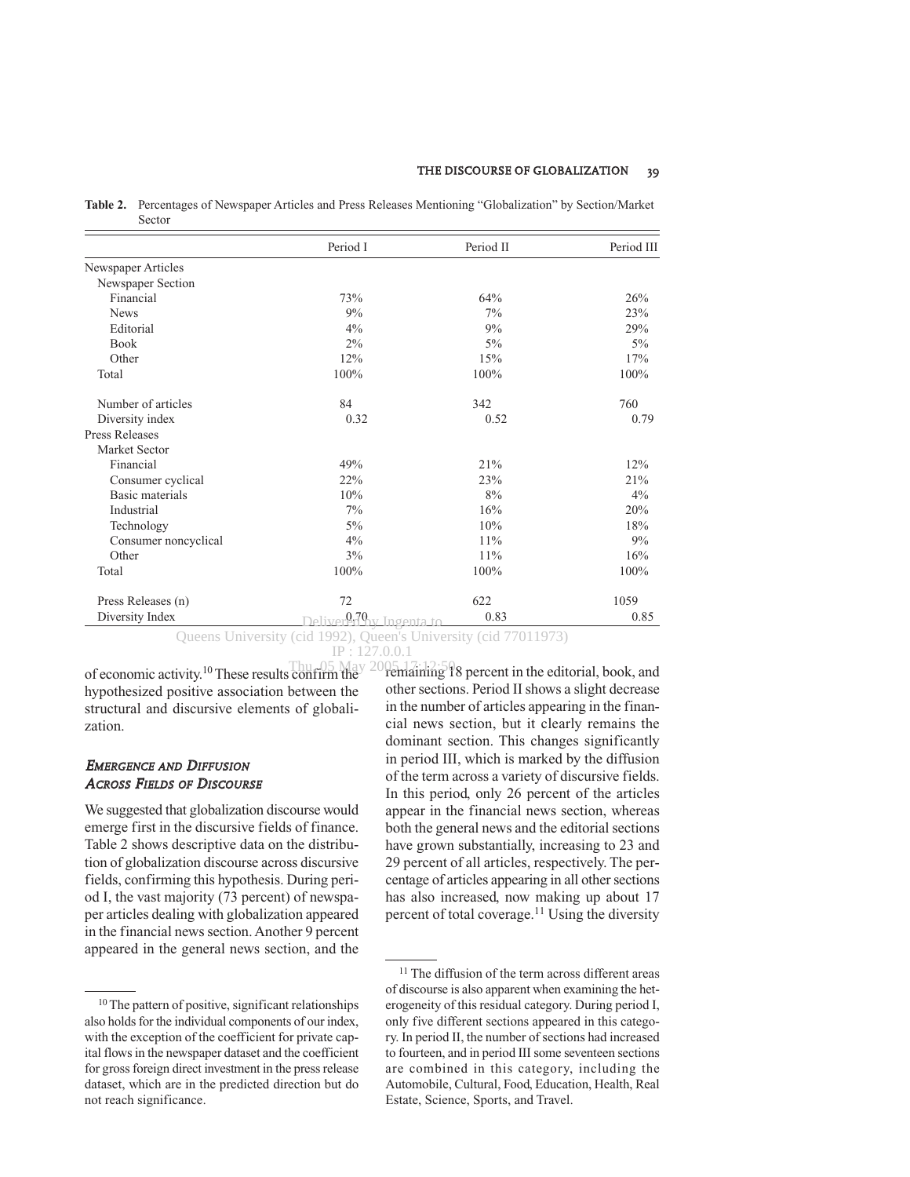**Table 2.** Percentages of Newspaper Articles and Press Releases Mentioning "Globalization" by Section/Market Sector

| | Period I | Period II | Period III |
|---|---|---|---|
| Newspaper Articles | | | |
| Newspaper Section | | | |
| Financial | 73% | 64% | 26% |
| News | 9% | 7% | 23% |
| Editorial | 4% | 9% | 29% |
| Book | 2% | 5% | 5% |
| Other | 12% | 15% | 17% |
| Total | 100% | 100% | 100% |
| Number of articles | 84 | 342 | 760 |
| Diversity index | 0.32 | 0.52 | 0.79 |
| Press Releases | | | |
| Market Sector | | | |
| Financial | 49% | 21% | 12% |
| Consumer cyclical | 22% | 23% | 21% |
| Basic materials | 10% | 8% | 4% |
| Industrial | 7% | 16% | 20% |
| Technology | 5% | 10% | 18% |
| Consumer noncyclical | 4% | 11% | 9% |
| Other | 3% | 11% | 16% |
| Total | 100% | 100% | 100% |
| Press Releases (n) | 72 | 622 | 1059 |
| Diversity Index | 0.70 | 0.83 | 0.85 |

of economic activity.[10] These results confirm the hypothesized positive association between the structural and discursive elements of globalization.

### *Emergence and Diffusion Across Fields of Discourse*

We suggested that globalization discourse would emerge first in the discursive fields of finance. Table 2 shows descriptive data on the distribution of globalization discourse across discursive fields, confirming this hypothesis. During period I, the vast majority (73 percent) of newspaper articles dealing with globalization appeared in the financial news section. Another 9 percent appeared in the general news section, and the remaining 18 percent in the editorial, book, and other sections. Period II shows a slight decrease in the number of articles appearing in the financial news section, but it clearly remains the dominant section. This changes significantly in period III, which is marked by the diffusion of the term across a variety of discursive fields. In this period, only 26 percent of the articles appear in the financial news section, whereas both the general news and the editorial sections have grown substantially, increasing to 23 and 29 percent of all articles, respectively. The percentage of articles appearing in all other sections has also increased, now making up about 17 percent of total coverage.[11] Using the diversity

[10] The pattern of positive, significant relationships also holds for the individual components of our index, with the exception of the coefficient for private capital flows in the newspaper dataset and the coefficient for gross foreign direct investment in the press release dataset, which are in the predicted direction but do not reach significance.

[11] The diffusion of the term across different areas of discourse is also apparent when examining the heterogeneity of this residual category. During period I, only five different sections appeared in this category. In period II, the number of sections had increased to fourteen, and in period III some seventeen sections are combined in this category, including the Automobile, Cultural, Food, Education, Health, Real Estate, Science, Sports, and Travel.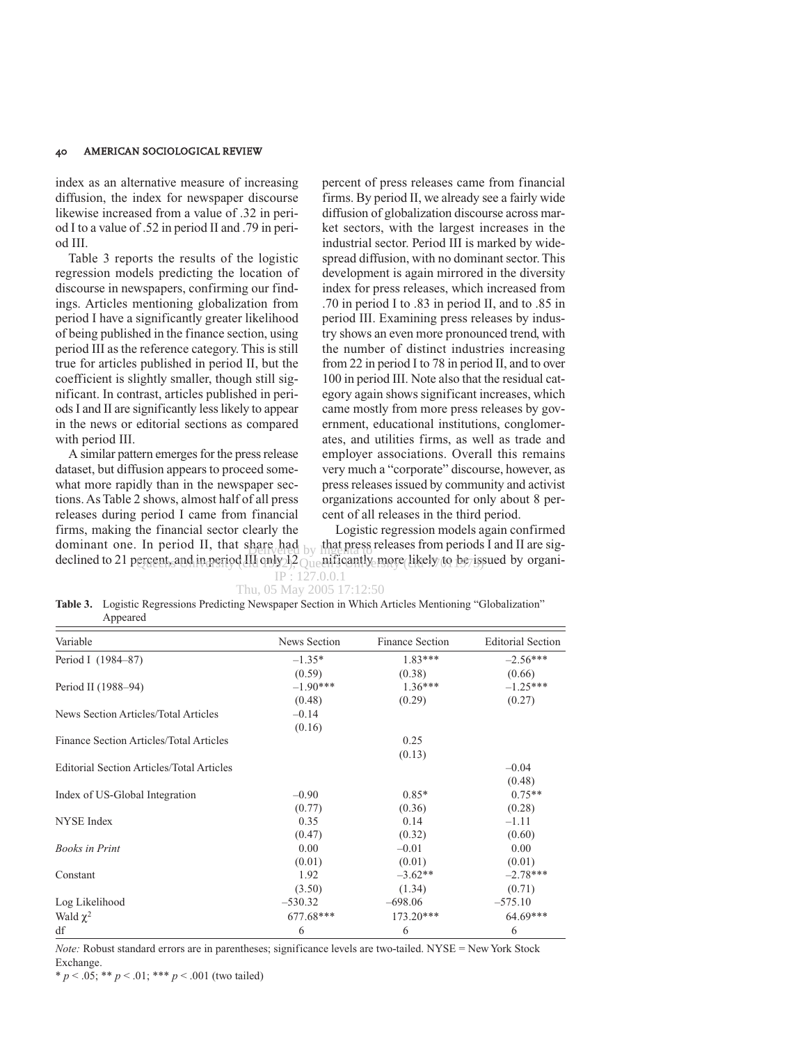index as an alternative measure of increasing diffusion, the index for newspaper discourse likewise increased from a value of .32 in period I to a value of .52 in period II and .79 in period III.

Table 3 reports the results of the logistic regression models predicting the location of discourse in newspapers, confirming our findings. Articles mentioning globalization from period I have a significantly greater likelihood of being published in the finance section, using period III as the reference category. This is still true for articles published in period II, but the coefficient is slightly smaller, though still significant. In contrast, articles published in periods I and II are significantly less likely to appear in the news or editorial sections as compared with period III.

A similar pattern emerges for the press release dataset, but diffusion appears to proceed somewhat more rapidly than in the newspaper sections. As Table 2 shows, almost half of all press releases during period I came from financial firms, making the financial sector clearly the dominant one. In period II, that share had declined to 21 percent, and in period III only 12 percent of press releases came from financial firms. By period II, we already see a fairly wide diffusion of globalization discourse across market sectors, with the largest increases in the industrial sector. Period III is marked by widespread diffusion, with no dominant sector. This development is again mirrored in the diversity index for press releases, which increased from .70 in period I to .83 in period II, and to .85 in period III. Examining press releases by industry shows an even more pronounced trend, with the number of distinct industries increasing from 22 in period I to 78 in period II, and to over 100 in period III. Note also that the residual category again shows significant increases, which came mostly from more press releases by government, educational institutions, conglomerates, and utilities firms, as well as trade and employer associations. Overall this remains very much a "corporate" discourse, however, as press releases issued by community and activist organizations accounted for only about 8 percent of all releases in the third period.

Logistic regression models again confirmed that press releases from periods I and II are significantly more likely to be issued by organi-

**Table 3.** Logistic Regressions Predicting Newspaper Section in Which Articles Mentioning "Globalization" Appeared

| Variable | News Section | Finance Section | Editorial Section |
|---|---|---|---|
| Period I (1984–87) | –1.35* | 1.83*** | –2.56*** |
| | (0.59) | (0.38) | (0.66) |
| Period II (1988–94) | –1.90*** | 1.36*** | –1.25*** |
| | (0.48) | (0.29) | (0.27) |
| News Section Articles/Total Articles | –0.14 | | |
| | (0.16) | | |
| Finance Section Articles/Total Articles | | 0.25 | |
| | | (0.13) | |
| Editorial Section Articles/Total Articles | | | –0.04 |
| | | | (0.48) |
| Index of US-Global Integration | –0.90 | 0.85* | 0.75** |
| | (0.77) | (0.36) | (0.28) |
| NYSE Index | 0.35 | 0.14 | –1.11 |
| | (0.47) | (0.32) | (0.60) |
| *Books in Print* | 0.00 | –0.01 | 0.00 |
| | (0.01) | (0.01) | (0.01) |
| Constant | 1.92 | –3.62** | –2.78*** |
| | (3.50) | (1.34) | (0.71) |
| Log Likelihood | –530.32 | –698.06 | –575.10 |
| Wald $\chi^2$ | 677.68*** | 173.20*** | 64.69*** |
| df | 6 | 6 | 6 |

*Note:* Robust standard errors are in parentheses; significance levels are two-tailed. NYSE = New York Stock Exchange.

* $p < .05$; ** $p < .01$; *** $p < .001$ (two tailed)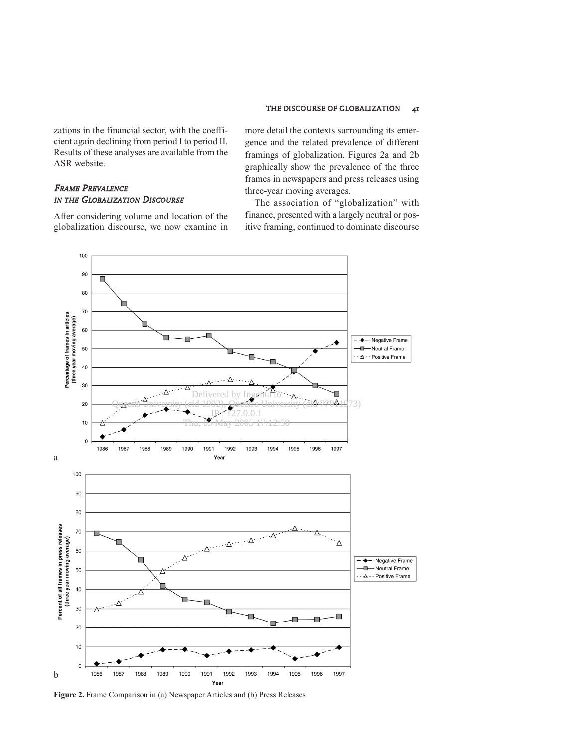zations in the financial sector, with the coefficient again declining from period I to period II. Results of these analyses are available from the ASR website.

## *Frame Prevalence in the Globalization Discourse*

After considering volume and location of the globalization discourse, we now examine in more detail the contexts surrounding its emergence and the related prevalence of different framings of globalization. Figures 2a and 2b graphically show the prevalence of the three frames in newspapers and press releases using three-year moving averages.

The association of "globalization" with finance, presented with a largely neutral or positive framing, continued to dominate discourse

**Figure 2.** Frame Comparison in (a) Newspaper Articles and (b) Press Releases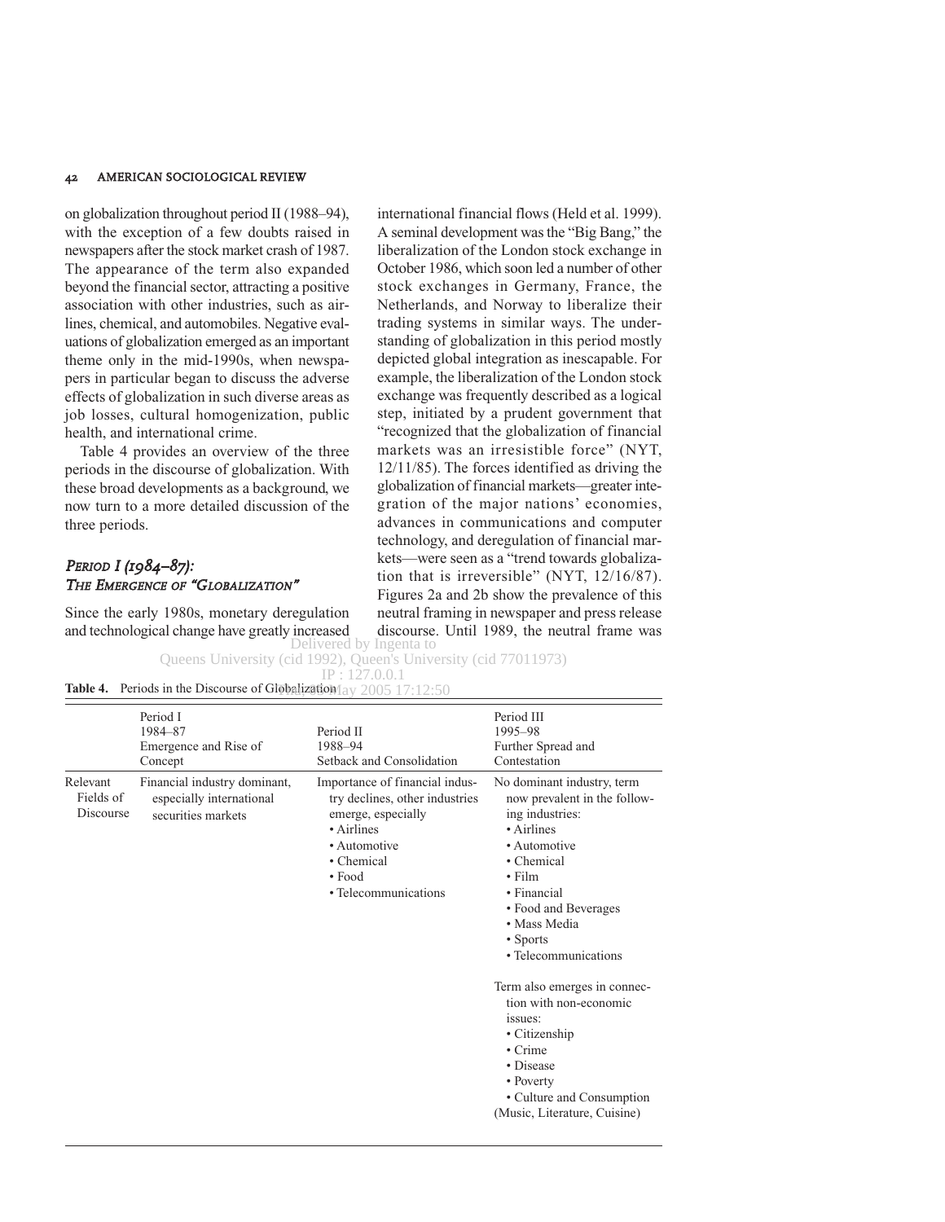on globalization throughout period II (1988–94), with the exception of a few doubts raised in newspapers after the stock market crash of 1987. The appearance of the term also expanded beyond the financial sector, attracting a positive association with other industries, such as airlines, chemical, and automobiles. Negative evaluations of globalization emerged as an important theme only in the mid-1990s, when newspapers in particular began to discuss the adverse effects of globalization in such diverse areas as job losses, cultural homogenization, public health, and international crime.

Table 4 provides an overview of the three periods in the discourse of globalization. With these broad developments as a background, we now turn to a more detailed discussion of the three periods.

### *Period I (1984–87): The Emergence of "Globalization"*

Since the early 1980s, monetary deregulation and technological change have greatly increased international financial flows (Held et al. 1999). A seminal development was the "Big Bang," the liberalization of the London stock exchange in October 1986, which soon led a number of other stock exchanges in Germany, France, the Netherlands, and Norway to liberalize their trading systems in similar ways. The understanding of globalization in this period mostly depicted global integration as inescapable. For example, the liberalization of the London stock exchange was frequently described as a logical step, initiated by a prudent government that "recognized that the globalization of financial markets was an irresistible force" (NYT, 12/11/85). The forces identified as driving the globalization of financial markets—greater integration of the major nations' economies, advances in communications and computer technology, and deregulation of financial markets—were seen as a "trend towards globalization that is irreversible" (NYT, 12/16/87). Figures 2a and 2b show the prevalence of this neutral framing in newspaper and press release discourse. Until 1989, the neutral frame was

**Table 4.** Periods in the Discourse of Globalization

| | Period I<br>1984–87<br>Emergence and Rise of Concept | Period II<br>1988–94<br>Setback and Consolidation | Period III<br>1995–98<br>Further Spread and Contestation |
|---|---|---|---|
| Relevant Fields of Discourse | Financial industry dominant, especially international securities markets | Importance of financial industry declines, other industries emerge, especially<br>• Airlines<br>• Automotive<br>• Chemical<br>• Food<br>• Telecommunications | No dominant industry, term now prevalent in the following industries:<br>• Airlines<br>• Automotive<br>• Chemical<br>• Film<br>• Financial<br>• Food and Beverages<br>• Mass Media<br>• Sports<br>• Telecommunications<br><br>Term also emerges in connection with non-economic issues:<br>• Citizenship<br>• Crime<br>• Disease<br>• Poverty<br>• Culture and Consumption (Music, Literature, Cuisine) |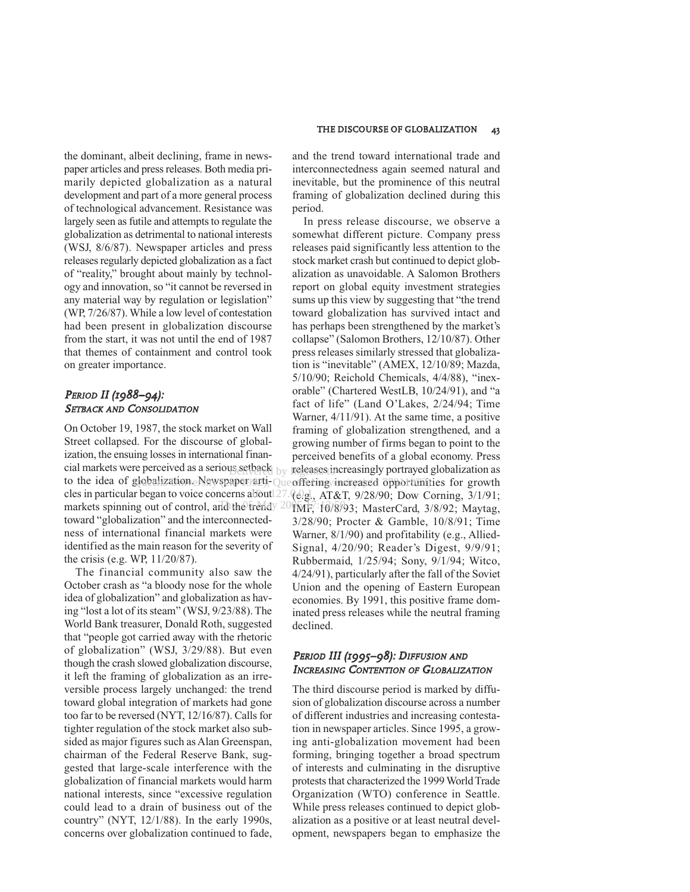the dominant, albeit declining, frame in newspaper articles and press releases. Both media primarily depicted globalization as a natural development and part of a more general process of technological advancement. Resistance was largely seen as futile and attempts to regulate the globalization as detrimental to national interests (WSJ, 8/6/87). Newspaper articles and press releases regularly depicted globalization as a fact of "reality," brought about mainly by technology and innovation, so "it cannot be reversed in any material way by regulation or legislation" (WP, 7/26/87). While a low level of contestation had been present in globalization discourse from the start, it was not until the end of 1987 that themes of containment and control took on greater importance.

### *Period II (1988–94): Setback and Consolidation*

On October 19, 1987, the stock market on Wall Street collapsed. For the discourse of globalization, the ensuing losses in international financial markets were perceived as a serious setback to the idea of globalization. Newspaper articles in particular began to voice concerns about markets spinning out of control, and the trend toward "globalization" and the interconnectedness of international financial markets were identified as the main reason for the severity of the crisis (e.g. WP, 11/20/87).

The financial community also saw the October crash as "a bloody nose for the whole idea of globalization" and globalization as having "lost a lot of its steam" (WSJ, 9/23/88). The World Bank treasurer, Donald Roth, suggested that "people got carried away with the rhetoric of globalization" (WSJ, 3/29/88). But even though the crash slowed globalization discourse, it left the framing of globalization as an irreversible process largely unchanged: the trend toward global integration of markets had gone too far to be reversed (NYT, 12/16/87). Calls for tighter regulation of the stock market also subsided as major figures such as Alan Greenspan, chairman of the Federal Reserve Bank, suggested that large-scale interference with the globalization of financial markets would harm national interests, since "excessive regulation could lead to a drain of business out of the country" (NYT, 12/1/88). In the early 1990s, concerns over globalization continued to fade, and the trend toward international trade and interconnectedness again seemed natural and inevitable, but the prominence of this neutral framing of globalization declined during this period.

In press release discourse, we observe a somewhat different picture. Company press releases paid significantly less attention to the stock market crash but continued to depict globalization as unavoidable. A Salomon Brothers report on global equity investment strategies sums up this view by suggesting that "the trend toward globalization has survived intact and has perhaps been strengthened by the market's collapse" (Salomon Brothers, 12/10/87). Other press releases similarly stressed that globalization is "inevitable" (AMEX, 12/10/89; Mazda, 5/10/90; Reichold Chemicals, 4/4/88), "inexorable" (Chartered WestLB, 10/24/91), and "a fact of life" (Land O'Lakes, 2/24/94; Time Warner, 4/11/91). At the same time, a positive framing of globalization strengthened, and a growing number of firms began to point to the perceived benefits of a global economy. Press releases increasingly portrayed globalization as offering increased opportunities for growth (e.g., AT&T, 9/28/90; Dow Corning, 3/1/91; IMF, 10/8/93; MasterCard, 3/8/92; Maytag, 3/28/90; Procter & Gamble, 10/8/91; Time Warner, 8/1/90) and profitability (e.g., Allied-Signal, 4/20/90; Reader's Digest, 9/9/91; Rubbermaid, 1/25/94; Sony, 9/1/94; Witco, 4/24/91), particularly after the fall of the Soviet Union and the opening of Eastern European economies. By 1991, this positive frame dominated press releases while the neutral framing declined.

### *Period III (1995–98): Diffusion and Increasing Contention of Globalization*

The third discourse period is marked by diffusion of globalization discourse across a number of different industries and increasing contestation in newspaper articles. Since 1995, a growing anti-globalization movement had been forming, bringing together a broad spectrum of interests and culminating in the disruptive protests that characterized the 1999 World Trade Organization (WTO) conference in Seattle. While press releases continued to depict globalization as a positive or at least neutral development, newspapers began to emphasize the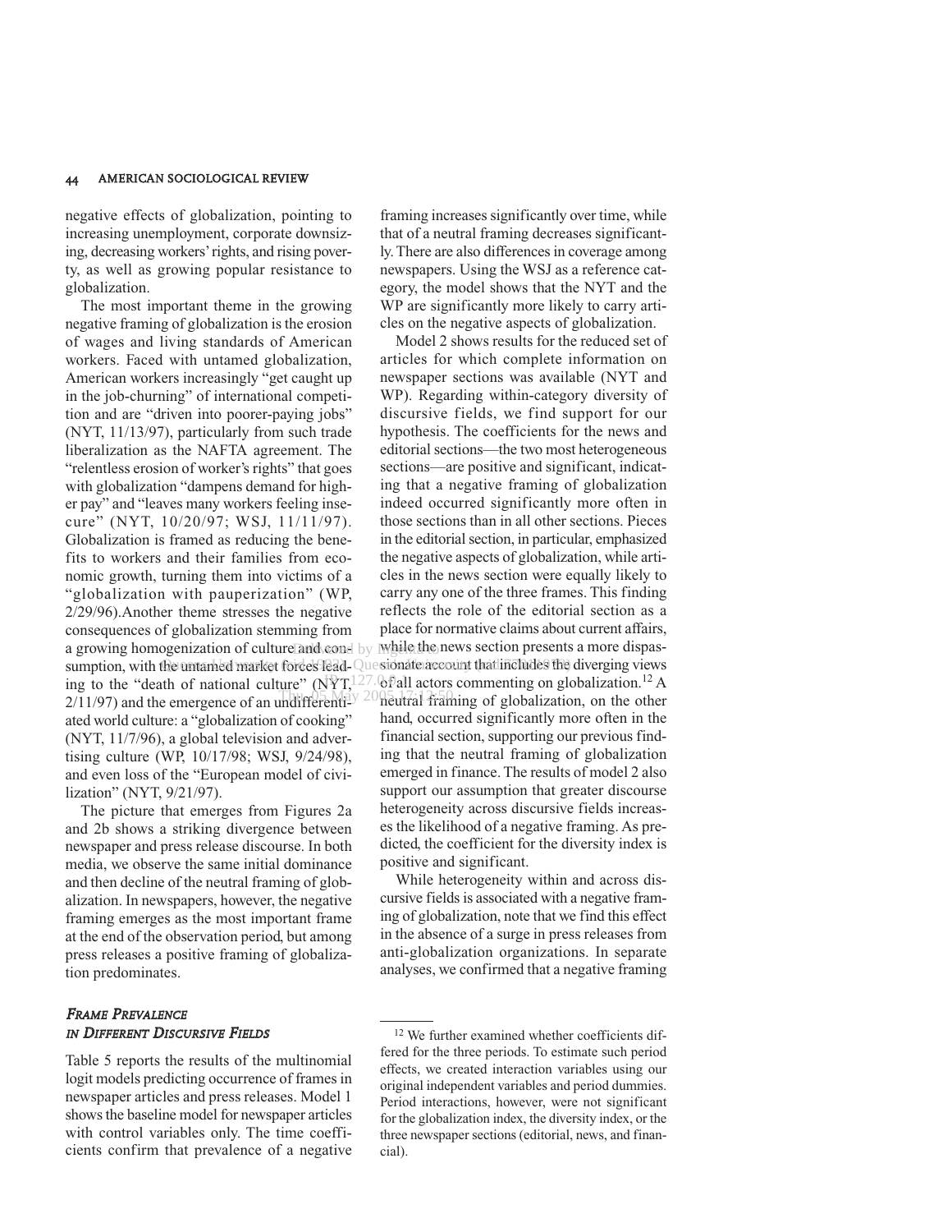negative effects of globalization, pointing to increasing unemployment, corporate downsizing, decreasing workers' rights, and rising poverty, as well as growing popular resistance to globalization.

The most important theme in the growing negative framing of globalization is the erosion of wages and living standards of American workers. Faced with untamed globalization, American workers increasingly "get caught up in the job-churning" of international competition and are "driven into poorer-paying jobs" (NYT, 11/13/97), particularly from such trade liberalization as the NAFTA agreement. The "relentless erosion of worker's rights" that goes with globalization "dampens demand for higher pay" and "leaves many workers feeling insecure" (NYT, 10/20/97; WSJ, 11/11/97). Globalization is framed as reducing the benefits to workers and their families from economic growth, turning them into victims of a "globalization with pauperization" (WP, 2/29/96). Another theme stresses the negative consequences of globalization stemming from a growing homogenization of culture and consumption, with the untamed market forces leading to the "death of national culture" (NYT, 2/11/97) and the emergence of an undifferentiated world culture: a "globalization of cooking" (NYT, 11/7/96), a global television and advertising culture (WP, 10/17/98; WSJ, 9/24/98), and even loss of the "European model of civilization" (NYT, 9/21/97).

The picture that emerges from Figures 2a and 2b shows a striking divergence between newspaper and press release discourse. In both media, we observe the same initial dominance and then decline of the neutral framing of globalization. In newspapers, however, the negative framing emerges as the most important frame at the end of the observation period, but among press releases a positive framing of globalization predominates.

### *Frame Prevalence in Different Discursive Fields*

Table 5 reports the results of the multinomial logit models predicting occurrence of frames in newspaper articles and press releases. Model 1 shows the baseline model for newspaper articles with control variables only. The time coefficients confirm that prevalence of a negative framing increases significantly over time, while that of a neutral framing decreases significantly. There are also differences in coverage among newspapers. Using the WSJ as a reference category, the model shows that the NYT and the WP are significantly more likely to carry articles on the negative aspects of globalization.

Model 2 shows results for the reduced set of articles for which complete information on newspaper sections was available (NYT and WP). Regarding within-category diversity of discursive fields, we find support for our hypothesis. The coefficients for the news and editorial sections—the two most heterogeneous sections—are positive and significant, indicating that a negative framing of globalization indeed occurred significantly more often in those sections than in all other sections. Pieces in the editorial section, in particular, emphasized the negative aspects of globalization, while articles in the news section were equally likely to carry any one of the three frames. This finding reflects the role of the editorial section as a place for normative claims about current affairs, while the news section presents a more dispassionate account that includes the diverging views of all actors commenting on globalization.[12] A neutral framing of globalization, on the other hand, occurred significantly more often in the financial section, supporting our previous finding that the neutral framing of globalization emerged in finance. The results of model 2 also support our assumption that greater discourse heterogeneity across discursive fields increases the likelihood of a negative framing. As predicted, the coefficient for the diversity index is positive and significant.

While heterogeneity within and across discursive fields is associated with a negative framing of globalization, note that we find this effect in the absence of a surge in press releases from anti-globalization organizations. In separate analyses, we confirmed that a negative framing

[12] We further examined whether coefficients differed for the three periods. To estimate such period effects, we created interaction variables using our original independent variables and period dummies. Period interactions, however, were not significant for the globalization index, the diversity index, or the three newspaper sections (editorial, news, and financial).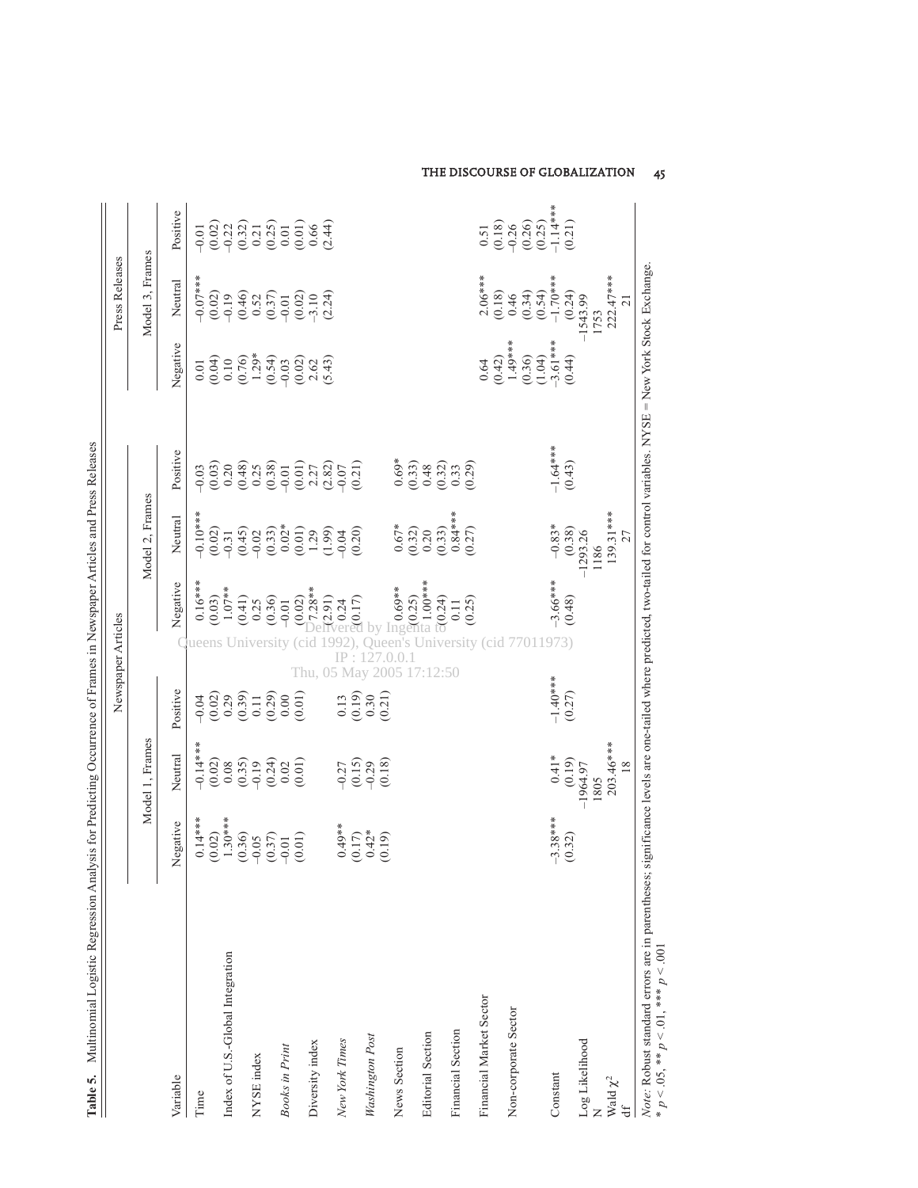**Table 5.** Multinomial Logistic Regression Analysis for Predicting Occurrence of Frames in Newspaper Articles and Press Releases

| | Newspaper Articles | | | | | | Press Releases | | |
|---|---|---|---|---|---|---|---|---|---|
| | Model 1, Frames | | | Model 2, Frames | | | Model 3, Frames | | |
| Variable | Negative | Neutral | Positive | Negative | Neutral | Positive | Negative | Neutral | Positive |
| Time | 0.14*** | −0.14*** | −0.04 | 0.16*** | −0.10*** | −0.03 | 0.01 | −0.07*** | −0.01 |
| | (0.02) | (0.02) | (0.02) | (0.03) | (0.02) | (0.03) | (0.04) | (0.02) | (0.02) |
| Index of U.S.-Global Integration | 1.30*** | 0.08 | 0.29 | 1.07** | −0.31 | 0.20 | 0.10 | −0.19 | −0.22 |
| | (0.36) | (0.35) | (0.39) | (0.41) | (0.45) | (0.48) | (0.76) | (0.46) | (0.32) |
| NYSE index | −0.05 | −0.19 | 0.11 | 0.25 | −0.02 | 0.25 | 1.29* | 0.52 | 0.21 |
| | (0.37) | (0.24) | (0.29) | (0.36) | (0.33) | (0.38) | (0.54) | (0.37) | (0.25) |
| *Books in Print* | −0.01 | 0.02 | 0.00 | −0.01 | 0.02* | −0.01 | −0.03 | −0.01 | 0.01 |
| | (0.01) | (0.01) | (0.01) | (0.02) | (0.01) | (0.01) | (0.02) | (0.02) | (0.01) |
| Diversity index | | | | 7.28** | 1.29 | 2.27 | 2.62 | −3.10 | 0.66 |
| | | | | (2.91) | (1.99) | (2.82) | (5.43) | (2.24) | (2.44) |
| *New York Times* | 0.49** | −0.27 | 0.13 | 0.24 | −0.04 | −0.07 | | | |
| | (0.17) | (0.15) | (0.19) | (0.17) | (0.20) | (0.21) | | | |
| *Washington Post* | 0.42* | −0.29 | 0.30 | | | | | | |
| | (0.19) | (0.18) | (0.21) | | | | | | |
| News Section | | | | 0.69** | 0.67* | 0.69* | | | |
| | | | | (0.25) | (0.32) | (0.33) | | | |
| Editorial Section | | | | 1.00*** | 0.20 | 0.48 | | | |
| | | | | (0.24) | (0.33) | (0.32) | | | |
| Financial Section | | | | 0.11 | 0.84*** | 0.33 | | | |
| | | | | (0.25) | (0.27) | (0.29) | | | |
| Financial Market Sector | | | | | | | 0.64 | 2.06*** | 0.51 |
| | | | | | | | (0.42) | (0.18) | (0.18) |
| Non-corporate Sector | | | | | | | 1.49*** | 0.46 | −0.26 |
| | | | | | | | (0.36) | (0.34) | (0.26) |
| | | | | | | | (1.04) | (0.54) | (0.25) |
| Constant | −3.38*** | 0.41* | −1.40*** | −3.66*** | −0.83* | −1.64*** | −3.61*** | −1.70*** | −1.14*** |
| | (0.32) | (0.19) | (0.27) | (0.48) | (0.38) | (0.43) | (0.44) | (0.24) | (0.21) |
| Log Likelihood | | −1964.97 | | | −1293.26 | | | −1543.99 | |
| N | | 1805 | | | 1186 | | | 1753 | |
| Wald $\chi^2$ | | 203.46*** | | | 139.31*** | | | 222.47*** | |
| df | | 18 | | | 27 | | | 21 | |

*Note:* Robust standard errors are in parentheses; significance levels are one-tailed where predicted, two-tailed for control variables. NYSE = New York Stock Exchange.
\* $p < .05$, \*\* $p < .01$, \*\*\* $p < .001$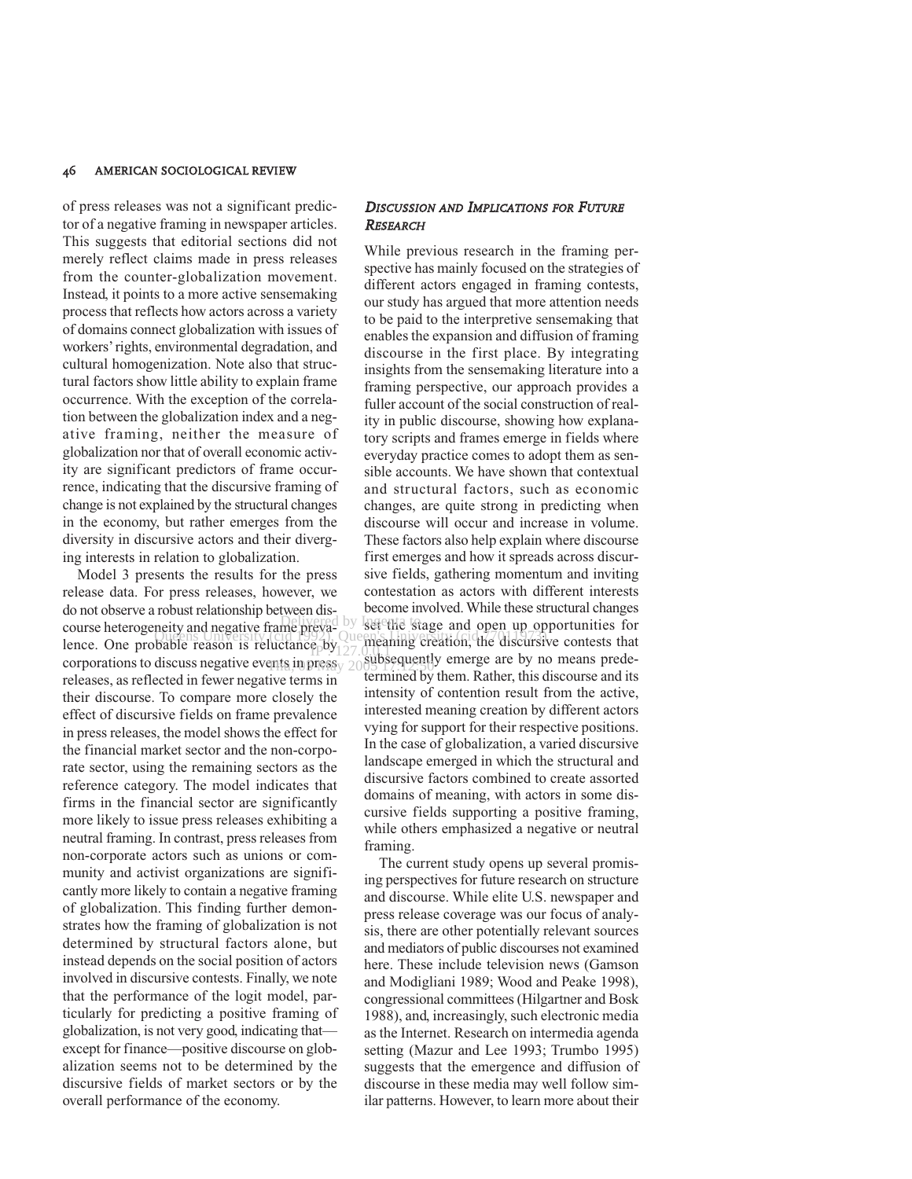of press releases was not a significant predictor of a negative framing in newspaper articles. This suggests that editorial sections did not merely reflect claims made in press releases from the counter-globalization movement. Instead, it points to a more active sensemaking process that reflects how actors across a variety of domains connect globalization with issues of workers' rights, environmental degradation, and cultural homogenization. Note also that structural factors show little ability to explain frame occurrence. With the exception of the correlation between the globalization index and a negative framing, neither the measure of globalization nor that of overall economic activity are significant predictors of frame occurrence, indicating that the discursive framing of change is not explained by the structural changes in the economy, but rather emerges from the diversity in discursive actors and their diverging interests in relation to globalization.

Model 3 presents the results for the press release data. For press releases, however, we do not observe a robust relationship between discourse heterogeneity and negative frame prevalence. One probable reason is reluctance by corporations to discuss negative events in press releases, as reflected in fewer negative terms in their discourse. To compare more closely the effect of discursive fields on frame prevalence in press releases, the model shows the effect for the financial market sector and the non-corporate sector, using the remaining sectors as the reference category. The model indicates that firms in the financial sector are significantly more likely to issue press releases exhibiting a neutral framing. In contrast, press releases from non-corporate actors such as unions or community and activist organizations are significantly more likely to contain a negative framing of globalization. This finding further demonstrates how the framing of globalization is not determined by structural factors alone, but instead depends on the social position of actors involved in discursive contests. Finally, we note that the performance of the logit model, particularly for predicting a positive framing of globalization, is not very good, indicating that—except for finance—positive discourse on globalization seems not to be determined by the discursive fields of market sectors or by the overall performance of the economy.

## *Discussion and Implications for Future Research*

While previous research in the framing perspective has mainly focused on the strategies of different actors engaged in framing contests, our study has argued that more attention needs to be paid to the interpretive sensemaking that enables the expansion and diffusion of framing discourse in the first place. By integrating insights from the sensemaking literature into a framing perspective, our approach provides a fuller account of the social construction of reality in public discourse, showing how explanatory scripts and frames emerge in fields where everyday practice comes to adopt them as sensible accounts. We have shown that contextual and structural factors, such as economic changes, are quite strong in predicting when discourse will occur and increase in volume. These factors also help explain where discourse first emerges and how it spreads across discursive fields, gathering momentum and inviting contestation as actors with different interests become involved. While these structural changes set the stage and open up opportunities for meaning creation, the discursive contests that subsequently emerge are by no means predetermined by them. Rather, this discourse and its intensity of contention result from the active, interested meaning creation by different actors vying for support for their respective positions. In the case of globalization, a varied discursive landscape emerged in which the structural and discursive factors combined to create assorted domains of meaning, with actors in some discursive fields supporting a positive framing, while others emphasized a negative or neutral framing.

The current study opens up several promising perspectives for future research on structure and discourse. While elite U.S. newspaper and press release coverage was our focus of analysis, there are other potentially relevant sources and mediators of public discourses not examined here. These include television news (Gamson and Modigliani 1989; Wood and Peake 1998), congressional committees (Hilgartner and Bosk 1988), and, increasingly, such electronic media as the Internet. Research on intermedia agenda setting (Mazur and Lee 1993; Trumbo 1995) suggests that the emergence and diffusion of discourse in these media may well follow similar patterns. However, to learn more about their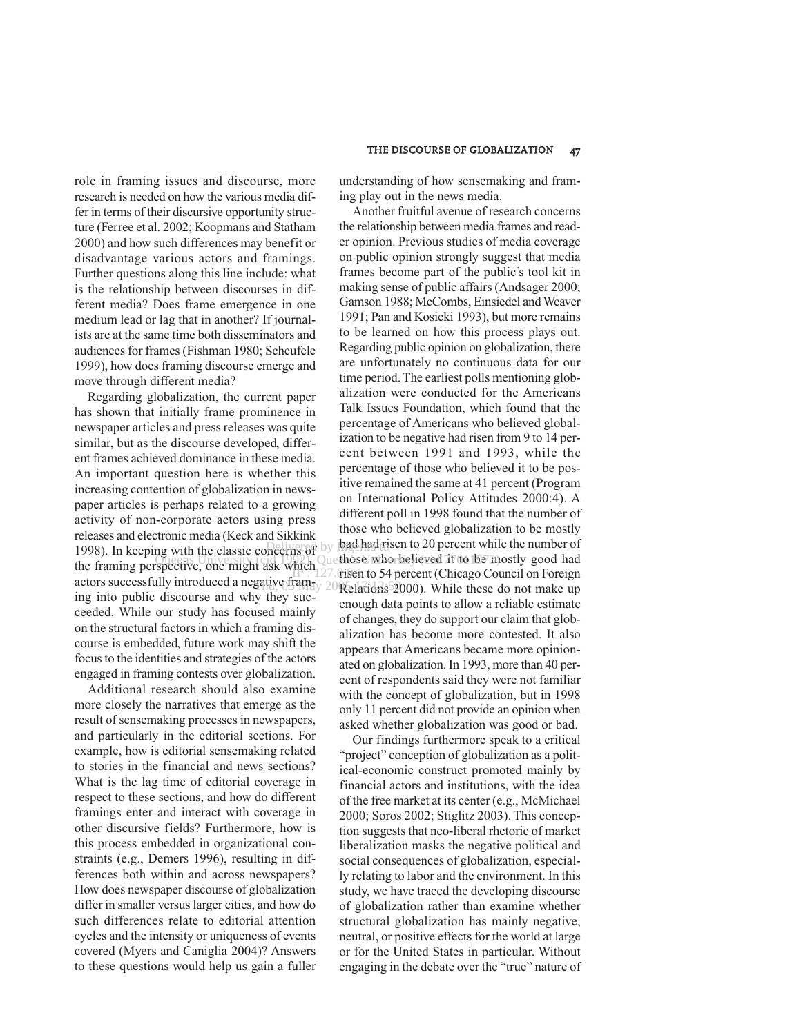role in framing issues and discourse, more research is needed on how the various media differ in terms of their discursive opportunity structure (Ferree et al. 2002; Koopmans and Statham 2000) and how such differences may benefit or disadvantage various actors and framings. Further questions along this line include: what is the relationship between discourses in different media? Does frame emergence in one medium lead or lag that in another? If journalists are at the same time both disseminators and audiences for frames (Fishman 1980; Scheufele 1999), how does framing discourse emerge and move through different media?

Regarding globalization, the current paper has shown that initially frame prominence in newspaper articles and press releases was quite similar, but as the discourse developed, different frames achieved dominance in these media. An important question here is whether this increasing contention of globalization in newspaper articles is perhaps related to a growing activity of non-corporate actors using press releases and electronic media (Keck and Sikkink 1998). In keeping with the classic concerns of the framing perspective, one might ask which actors successfully introduced a negative framing into public discourse and why they succeeded. While our study has focused mainly on the structural factors in which a framing discourse is embedded, future work may shift the focus to the identities and strategies of the actors engaged in framing contests over globalization.

Additional research should also examine more closely the narratives that emerge as the result of sensemaking processes in newspapers, and particularly in the editorial sections. For example, how is editorial sensemaking related to stories in the financial and news sections? What is the lag time of editorial coverage in respect to these sections, and how do different framings enter and interact with coverage in other discursive fields? Furthermore, how is this process embedded in organizational constraints (e.g., Demers 1996), resulting in differences both within and across newspapers? How does newspaper discourse of globalization differ in smaller versus larger cities, and how do such differences relate to editorial attention cycles and the intensity or uniqueness of events covered (Myers and Caniglia 2004)? Answers to these questions would help us gain a fuller understanding of how sensemaking and framing play out in the news media.

Another fruitful avenue of research concerns the relationship between media frames and reader opinion. Previous studies of media coverage on public opinion strongly suggest that media frames become part of the public's tool kit in making sense of public affairs (Andsager 2000; Gamson 1988; McCombs, Einsiedel and Weaver 1991; Pan and Kosicki 1993), but more remains to be learned on how this process plays out. Regarding public opinion on globalization, there are unfortunately no continuous data for our time period. The earliest polls mentioning globalization were conducted for the Americans Talk Issues Foundation, which found that the percentage of Americans who believed globalization to be negative had risen from 9 to 14 percent between 1991 and 1993, while the percentage of those who believed it to be positive remained the same at 41 percent (Program on International Policy Attitudes 2000:4). A different poll in 1998 found that the number of those who believed globalization to be mostly bad had risen to 20 percent while the number of those who believed it to be mostly good had risen to 54 percent (Chicago Council on Foreign Relations 2000). While these do not make up enough data points to allow a reliable estimate of changes, they do support our claim that globalization has become more contested. It also appears that Americans became more opinionated on globalization. In 1993, more than 40 percent of respondents said they were not familiar with the concept of globalization, but in 1998 only 11 percent did not provide an opinion when asked whether globalization was good or bad.

Our findings furthermore speak to a critical "project" conception of globalization as a political-economic construct promoted mainly by financial actors and institutions, with the idea of the free market at its center (e.g., McMichael 2000; Soros 2002; Stiglitz 2003). This conception suggests that neo-liberal rhetoric of market liberalization masks the negative political and social consequences of globalization, especially relating to labor and the environment. In this study, we have traced the developing discourse of globalization rather than examine whether structural globalization has mainly negative, neutral, or positive effects for the world at large or for the United States in particular. Without engaging in the debate over the "true" nature of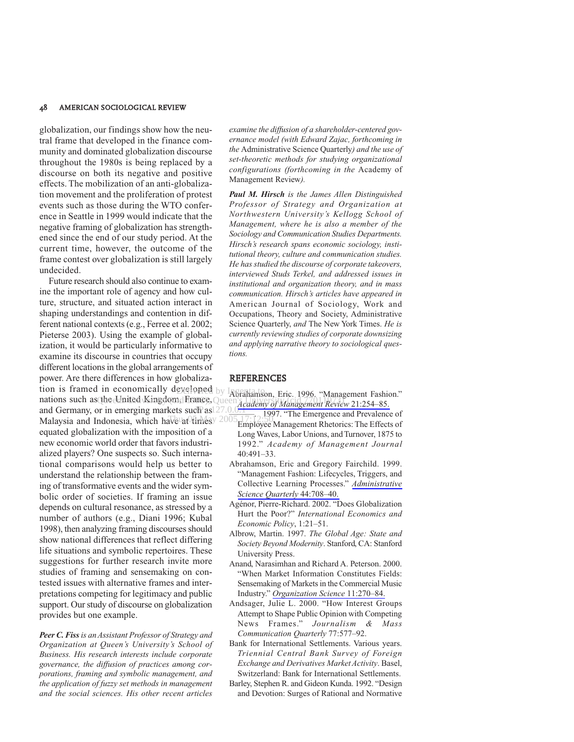globalization, our findings show how the neutral frame that developed in the finance community and dominated globalization discourse throughout the 1980s is being replaced by a discourse on both its negative and positive effects. The mobilization of an anti-globalization movement and the proliferation of protest events such as those during the WTO conference in Seattle in 1999 would indicate that the negative framing of globalization has strengthened since the end of our study period. At the current time, however, the outcome of the frame contest over globalization is still largely undecided.

Future research should also continue to examine the important role of agency and how culture, structure, and situated action interact in shaping understandings and contention in different national contexts (e.g., Ferree et al. 2002; Pieterse 2003). Using the example of globalization, it would be particularly informative to examine its discourse in countries that occupy different locations in the global arrangements of power. Are there differences in how globalization is framed in economically developed nations such as the United Kingdom, France, and Germany, or in emerging markets such as Malaysia and Indonesia, which have at times equated globalization with the imposition of a new economic world order that favors industrialized players? One suspects so. Such international comparisons would help us better to understand the relationship between the framing of transformative events and the wider symbolic order of societies. If framing an issue depends on cultural resonance, as stressed by a number of authors (e.g., Diani 1996; Kubal 1998), then analyzing framing discourses should show national differences that reflect differing life situations and symbolic repertoires. These suggestions for further research invite more studies of framing and sensemaking on contested issues with alternative frames and interpretations competing for legitimacy and public support. Our study of discourse on globalization provides but one example.

***Peer C. Fiss*** *is an Assistant Professor of Strategy and Organization at Queen's University's School of Business. His research interests include corporate governance, the diffusion of practices among corporations, framing and symbolic management, and the application of fuzzy set methods in management and the social sciences. His other recent articles examine the diffusion of a shareholder-centered governance model (with Edward Zajac, forthcoming in the* Administrative Science Quarterly*) and the use of set-theoretic methods for studying organizational configurations (forthcoming in the* Academy of Management Review*).*

***Paul M. Hirsch*** *is the James Allen Distinguished Professor of Strategy and Organization at Northwestern University's Kellogg School of Management, where he is also a member of the Sociology and Communication Studies Departments. Hirsch's research spans economic sociology, institutional theory, culture and communication studies. He has studied the discourse of corporate takeovers, interviewed Studs Terkel, and addressed issues in institutional and organization theory, and in mass communication. Hirsch's articles have appeared in* American Journal of Sociology, Work and Occupations, Theory and Society, Administrative Science Quarterly, *and* The New York Times. *He is currently reviewing studies of corporate downsizing and applying narrative theory to sociological questions.*

## REFERENCES

Abrahamson, Eric. 1996. "Management Fashion." *Academy of Management Review* 21:254–85.

———. 1997. "The Emergence and Prevalence of Employee Management Rhetorics: The Effects of Long Waves, Labor Unions, and Turnover, 1875 to 1992." *Academy of Management Journal* 40:491–33.

Abrahamson, Eric and Gregory Fairchild. 1999. "Management Fashion: Lifecycles, Triggers, and Collective Learning Processes." *Administrative Science Quarterly* 44:708–40.

Agénor, Pierre-Richard. 2002. "Does Globalization Hurt the Poor?" *International Economics and Economic Policy*, 1:21–51.

Albrow, Martin. 1997. *The Global Age: State and Society Beyond Modernity*. Stanford, CA: Stanford University Press.

Anand, Narasimhan and Richard A. Peterson. 2000. "When Market Information Constitutes Fields: Sensemaking of Markets in the Commercial Music Industry." *Organization Science* 11:270–84.

Andsager, Julie L. 2000. "How Interest Groups Attempt to Shape Public Opinion with Competing News Frames." *Journalism & Mass Communication Quarterly* 77:577–92.

Bank for International Settlements. Various years. *Triennial Central Bank Survey of Foreign Exchange and Derivatives Market Activity*. Basel, Switzerland: Bank for International Settlements.

Barley, Stephen R. and Gideon Kunda. 1992. "Design and Devotion: Surges of Rational and Normative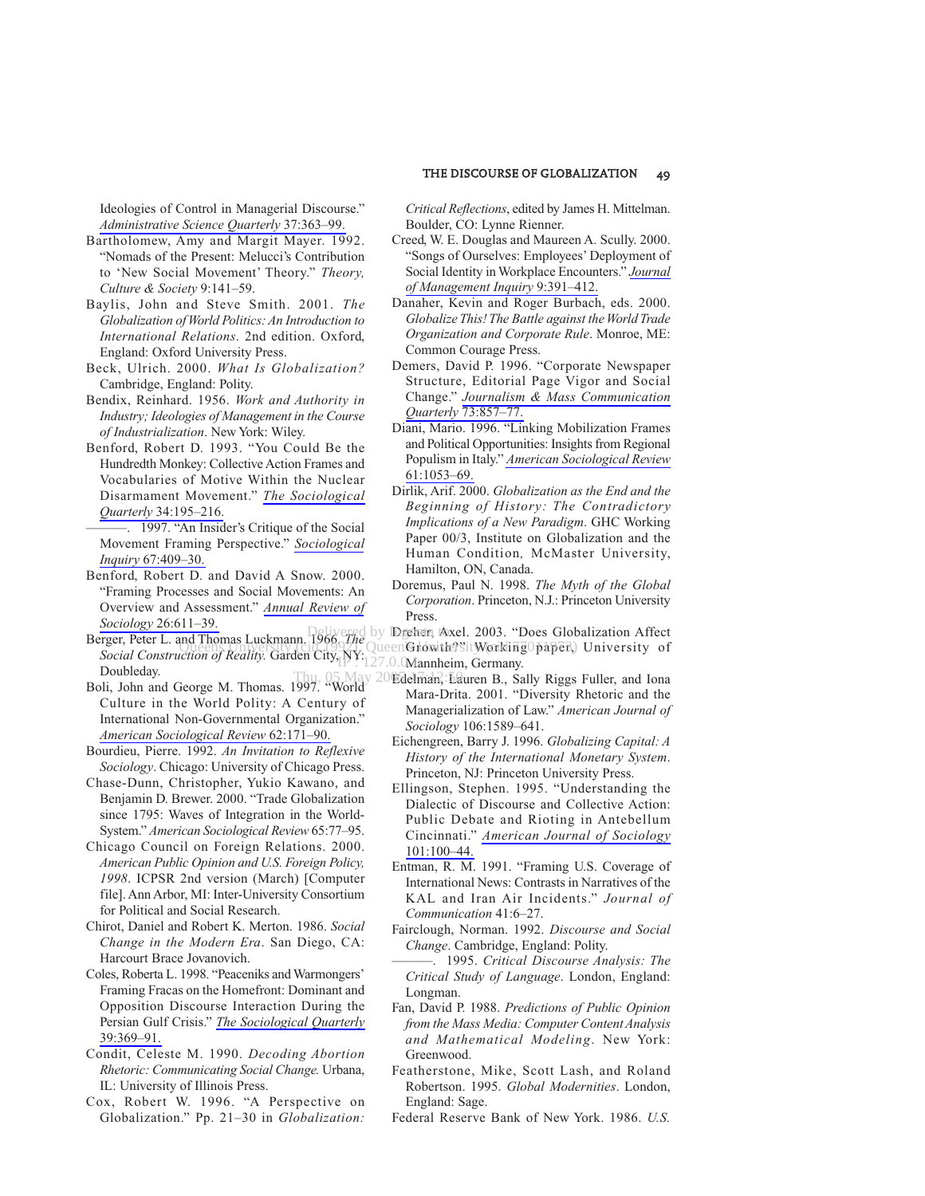Ideologies of Control in Managerial Discourse." *Administrative Science Quarterly* 37:363–99.

Bartholomew, Amy and Margit Mayer. 1992. "Nomads of the Present: Melucci's Contribution to 'New Social Movement' Theory." *Theory, Culture & Society* 9:141–59.

Baylis, John and Steve Smith. 2001. *The Globalization of World Politics: An Introduction to International Relations*. 2nd edition. Oxford, England: Oxford University Press.

Beck, Ulrich. 2000. *What Is Globalization?* Cambridge, England: Polity.

Bendix, Reinhard. 1956. *Work and Authority in Industry; Ideologies of Management in the Course of Industrialization*. New York: Wiley.

Benford, Robert D. 1993. "You Could Be the Hundredth Monkey: Collective Action Frames and Vocabularies of Motive Within the Nuclear Disarmament Movement." *The Sociological Quarterly* 34:195–216.

———. 1997. "An Insider's Critique of the Social Movement Framing Perspective." *Sociological Inquiry* 67:409–30.

Benford, Robert D. and David A Snow. 2000. "Framing Processes and Social Movements: An Overview and Assessment." *Annual Review of Sociology* 26:611–39.

Berger, Peter L. and Thomas Luckmann. 1966. *The Social Construction of Reality.* Garden City, NY: Doubleday.

Boli, John and George M. Thomas. 1997. "World Culture in the World Polity: A Century of International Non-Governmental Organization." *American Sociological Review* 62:171–90.

Bourdieu, Pierre. 1992. *An Invitation to Reflexive Sociology*. Chicago: University of Chicago Press.

Chase-Dunn, Christopher, Yukio Kawano, and Benjamin D. Brewer. 2000. "Trade Globalization since 1795: Waves of Integration in the World-System." *American Sociological Review* 65:77–95.

Chicago Council on Foreign Relations. 2000. *American Public Opinion and U.S. Foreign Policy, 1998*. ICPSR 2nd version (March) [Computer file]. Ann Arbor, MI: Inter-University Consortium for Political and Social Research.

Chirot, Daniel and Robert K. Merton. 1986. *Social Change in the Modern Era*. San Diego, CA: Harcourt Brace Jovanovich.

Coles, Roberta L. 1998. "Peaceniks and Warmongers' Framing Fracas on the Homefront: Dominant and Opposition Discourse Interaction During the Persian Gulf Crisis." *The Sociological Quarterly* 39:369–91.

Condit, Celeste M. 1990. *Decoding Abortion Rhetoric: Communicating Social Change.* Urbana, IL: University of Illinois Press.

Cox, Robert W. 1996. "A Perspective on Globalization." Pp. 21–30 in *Globalization: Critical Reflections*, edited by James H. Mittelman. Boulder, CO: Lynne Rienner.

Creed, W. E. Douglas and Maureen A. Scully. 2000. "Songs of Ourselves: Employees' Deployment of Social Identity in Workplace Encounters." *Journal of Management Inquiry* 9:391–412.

Danaher, Kevin and Roger Burbach, eds. 2000. *Globalize This! The Battle against the World Trade Organization and Corporate Rule*. Monroe, ME: Common Courage Press.

Demers, David P. 1996. "Corporate Newspaper Structure, Editorial Page Vigor and Social Change." *Journalism & Mass Communication Quarterly* 73:857–77.

Diani, Mario. 1996. "Linking Mobilization Frames and Political Opportunities: Insights from Regional Populism in Italy." *American Sociological Review* 61:1053–69.

Dirlik, Arif. 2000. *Globalization as the End and the Beginning of History: The Contradictory Implications of a New Paradigm*. GHC Working Paper 00/3, Institute on Globalization and the Human Condition, McMaster University, Hamilton, ON, Canada.

Doremus, Paul N. 1998. *The Myth of the Global Corporation*. Princeton, N.J.: Princeton University Press.

Dreher, Axel. 2003. "Does Globalization Affect Growth?" Working paper, University of Mannheim, Germany.

Edelman, Lauren B., Sally Riggs Fuller, and Iona Mara-Drita. 2001. "Diversity Rhetoric and the Managerialization of Law." *American Journal of Sociology* 106:1589–641.

Eichengreen, Barry J. 1996. *Globalizing Capital: A History of the International Monetary System*. Princeton, NJ: Princeton University Press.

Ellingson, Stephen. 1995. "Understanding the Dialectic of Discourse and Collective Action: Public Debate and Rioting in Antebellum Cincinnati." *American Journal of Sociology* 101:100–44.

Entman, R. M. 1991. "Framing U.S. Coverage of International News: Contrasts in Narratives of the KAL and Iran Air Incidents." *Journal of Communication* 41:6–27.

Fairclough, Norman. 1992. *Discourse and Social Change*. Cambridge, England: Polity.

———. 1995. *Critical Discourse Analysis: The Critical Study of Language*. London, England: Longman.

Fan, David P. 1988. *Predictions of Public Opinion from the Mass Media: Computer Content Analysis and Mathematical Modeling*. New York: Greenwood.

Featherstone, Mike, Scott Lash, and Roland Robertson. 1995. *Global Modernities*. London, England: Sage.

Federal Reserve Bank of New York. 1986. *U.S.*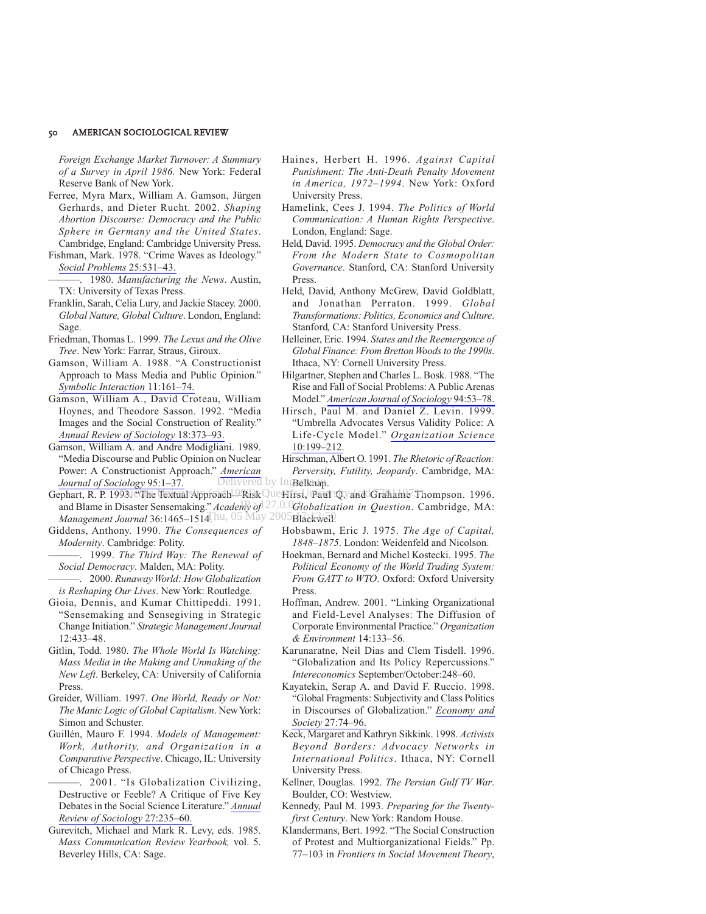*Foreign Exchange Market Turnover: A Summary of a Survey in April 1986.* New York: Federal Reserve Bank of New York.

Ferree, Myra Marx, William A. Gamson, Jürgen Gerhards, and Dieter Rucht. 2002. *Shaping Abortion Discourse: Democracy and the Public Sphere in Germany and the United States*. Cambridge, England: Cambridge University Press.

Fishman, Mark. 1978. "Crime Waves as Ideology." *Social Problems* 25:531–43.

———. 1980. *Manufacturing the News*. Austin, TX: University of Texas Press.

Franklin, Sarah, Celia Lury, and Jackie Stacey. 2000. *Global Nature, Global Culture*. London, England: Sage.

Friedman, Thomas L. 1999. *The Lexus and the Olive Tree*. New York: Farrar, Straus, Giroux.

Gamson, William A. 1988. "A Constructionist Approach to Mass Media and Public Opinion." *Symbolic Interaction* 11:161–74.

Gamson, William A., David Croteau, William Hoynes, and Theodore Sasson. 1992. "Media Images and the Social Construction of Reality." *Annual Review of Sociology* 18:373–93.

Gamson, William A. and Andre Modigliani. 1989. "Media Discourse and Public Opinion on Nuclear Power: A Constructionist Approach." *American Journal of Sociology* 95:1–37.

Gephart, R. P. 1993. "The Textual Approach—Risk and Blame in Disaster Sensemaking." *Academy of Management Journal* 36:1465–1514.

Giddens, Anthony. 1990. *The Consequences of Modernity*. Cambridge: Polity.

———. 1999. *The Third Way: The Renewal of Social Democracy*. Malden, MA: Polity.

———. 2000. *Runaway World: How Globalization is Reshaping Our Lives*. New York: Routledge.

Gioia, Dennis, and Kumar Chittipeddi. 1991. "Sensemaking and Sensegiving in Strategic Change Initiation." *Strategic Management Journal* 12:433–48.

Gitlin, Todd. 1980. *The Whole World Is Watching: Mass Media in the Making and Unmaking of the New Left*. Berkeley, CA: University of California Press.

Greider, William. 1997. *One World, Ready or Not: The Manic Logic of Global Capitalism*. New York: Simon and Schuster.

Guillén, Mauro F. 1994. *Models of Management: Work, Authority, and Organization in a Comparative Perspective*. Chicago, IL: University of Chicago Press.

———. 2001. "Is Globalization Civilizing, Destructive or Feeble? A Critique of Five Key Debates in the Social Science Literature." *Annual Review of Sociology* 27:235–60.

Gurevitch, Michael and Mark R. Levy, eds. 1985. *Mass Communication Review Yearbook,* vol. 5. Beverley Hills, CA: Sage.

Haines, Herbert H. 1996. *Against Capital Punishment: The Anti-Death Penalty Movement in America, 1972–1994*. New York: Oxford University Press.

Hamelink, Cees J. 1994. *The Politics of World Communication: A Human Rights Perspective*. London, England: Sage.

Held, David. 1995. *Democracy and the Global Order: From the Modern State to Cosmopolitan Governance*. Stanford, CA: Stanford University Press.

Held, David, Anthony McGrew, David Goldblatt, and Jonathan Perraton. 1999. *Global Transformations: Politics, Economics and Culture*. Stanford, CA: Stanford University Press.

Helleiner, Eric. 1994. *States and the Reemergence of Global Finance: From Bretton Woods to the 1990s*. Ithaca, NY: Cornell University Press.

Hilgartner, Stephen and Charles L. Bosk. 1988. "The Rise and Fall of Social Problems: A Public Arenas Model." *American Journal of Sociology* 94:53–78.

Hirsch, Paul M. and Daniel Z. Levin. 1999. "Umbrella Advocates Versus Validity Police: A Life-Cycle Model." *Organization Science* 10:199–212.

Hirschman, Albert O. 1991. *The Rhetoric of Reaction: Perversity, Futility, Jeopardy*. Cambridge, MA: Belknap.

Hirst, Paul Q. and Grahame Thompson. 1996. *Globalization in Question*. Cambridge, MA: Blackwell.

Hobsbawm, Eric J. 1975. *The Age of Capital, 1848–1875*. London: Weidenfeld and Nicolson.

Hoekman, Bernard and Michel Kostecki. 1995. *The Political Economy of the World Trading System: From GATT to WTO*. Oxford: Oxford University Press.

Hoffman, Andrew. 2001. "Linking Organizational and Field-Level Analyses: The Diffusion of Corporate Environmental Practice." *Organization & Environment* 14:133–56.

Karunaratne, Neil Dias and Clem Tisdell. 1996. "Globalization and Its Policy Repercussions." *Intereconomics* September/October:248–60.

Kayatekin, Serap A. and David F. Ruccio. 1998. "Global Fragments: Subjectivity and Class Politics in Discourses of Globalization." *Economy and Society* 27:74–96.

Keck, Margaret and Kathryn Sikkink. 1998. *Activists Beyond Borders: Advocacy Networks in International Politics*. Ithaca, NY: Cornell University Press.

Kellner, Douglas. 1992. *The Persian Gulf TV War*. Boulder, CO: Westview.

Kennedy, Paul M. 1993. *Preparing for the Twenty-first Century*. New York: Random House.

Klandermans, Bert. 1992. "The Social Construction of Protest and Multiorganizational Fields." Pp. 77–103 in *Frontiers in Social Movement Theory*,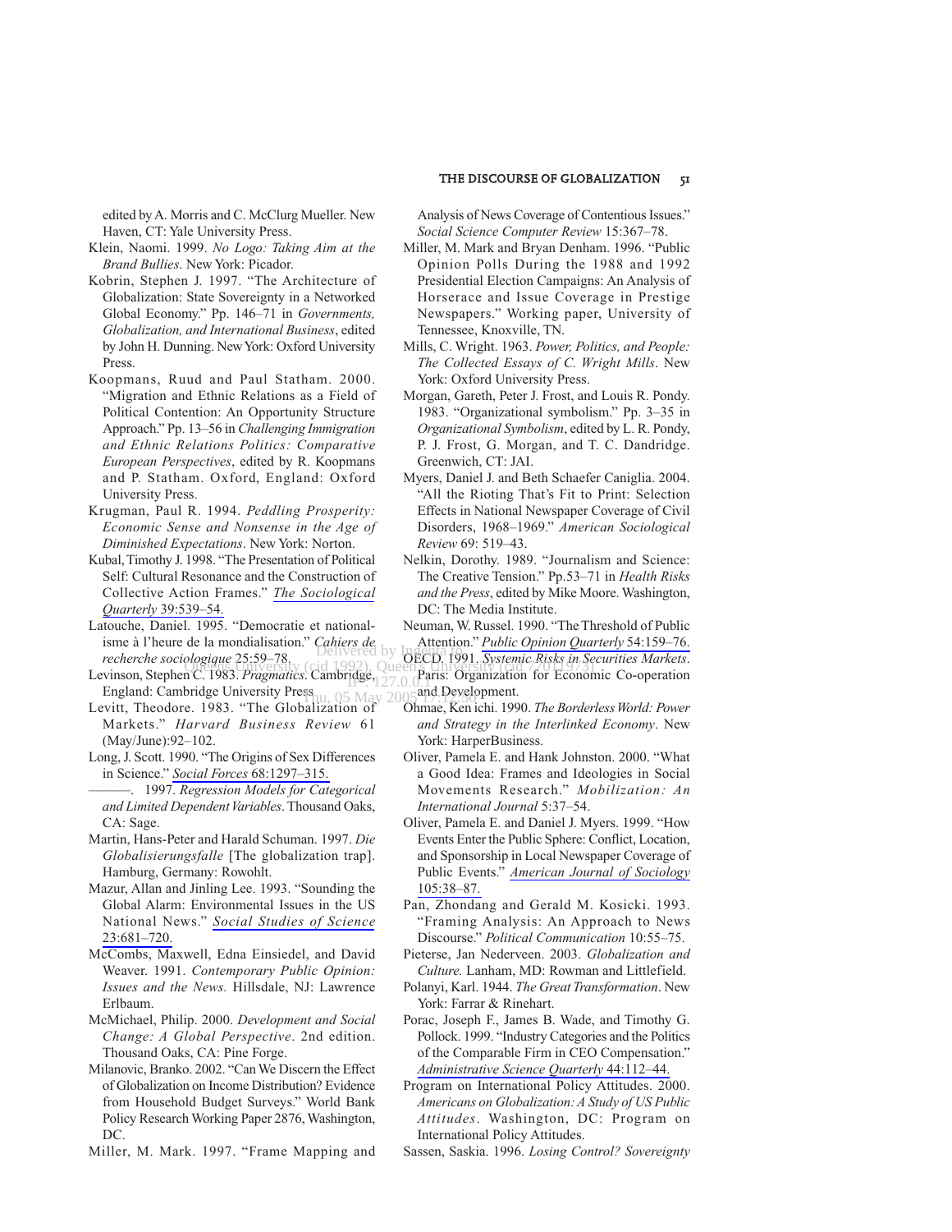edited by A. Morris and C. McClurg Mueller. New Haven, CT: Yale University Press.

Klein, Naomi. 1999. *No Logo: Taking Aim at the Brand Bullies*. New York: Picador.

Kobrin, Stephen J. 1997. "The Architecture of Globalization: State Sovereignty in a Networked Global Economy." Pp. 146–71 in *Governments, Globalization, and International Business*, edited by John H. Dunning. New York: Oxford University Press.

Koopmans, Ruud and Paul Statham. 2000. "Migration and Ethnic Relations as a Field of Political Contention: An Opportunity Structure Approach." Pp. 13–56 in *Challenging Immigration and Ethnic Relations Politics: Comparative European Perspectives*, edited by R. Koopmans and P. Statham. Oxford, England: Oxford University Press.

Krugman, Paul R. 1994. *Peddling Prosperity: Economic Sense and Nonsense in the Age of Diminished Expectations*. New York: Norton.

Kubal, Timothy J. 1998. "The Presentation of Political Self: Cultural Resonance and the Construction of Collective Action Frames." *The Sociological Quarterly* 39:539–54.

Latouche, Daniel. 1995. "Democratie et nationalisme à l'heure de la mondialisation." *Cahiers de recherche sociologique* 25:59–78.

Levinson, Stephen C. 1983. *Pragmatics*. Cambridge, England: Cambridge University Press.

Levitt, Theodore. 1983. "The Globalization of Markets." *Harvard Business Review* 61 (May/June):92–102.

Long, J. Scott. 1990. "The Origins of Sex Differences in Science." *Social Forces* 68:1297–315.

———. 1997. *Regression Models for Categorical and Limited Dependent Variables*. Thousand Oaks, CA: Sage.

Martin, Hans-Peter and Harald Schuman. 1997. *Die Globalisierungsfalle* [The globalization trap]. Hamburg, Germany: Rowohlt.

Mazur, Allan and Jinling Lee. 1993. "Sounding the Global Alarm: Environmental Issues in the US National News." *Social Studies of Science* 23:681–720.

McCombs, Maxwell, Edna Einsiedel, and David Weaver. 1991. *Contemporary Public Opinion: Issues and the News.* Hillsdale, NJ: Lawrence Erlbaum.

McMichael, Philip. 2000. *Development and Social Change: A Global Perspective*. 2nd edition. Thousand Oaks, CA: Pine Forge.

Milanovic, Branko. 2002. "Can We Discern the Effect of Globalization on Income Distribution? Evidence from Household Budget Surveys." World Bank Policy Research Working Paper 2876, Washington, DC.

Miller, M. Mark. 1997. "Frame Mapping and Analysis of News Coverage of Contentious Issues." *Social Science Computer Review* 15:367–78.

Miller, M. Mark and Bryan Denham. 1996. "Public Opinion Polls During the 1988 and 1992 Presidential Election Campaigns: An Analysis of Horserace and Issue Coverage in Prestige Newspapers." Working paper, University of Tennessee, Knoxville, TN.

Mills, C. Wright. 1963. *Power, Politics, and People: The Collected Essays of C. Wright Mills*. New York: Oxford University Press.

Morgan, Gareth, Peter J. Frost, and Louis R. Pondy. 1983. "Organizational symbolism." Pp. 3–35 in *Organizational Symbolism*, edited by L. R. Pondy, P. J. Frost, G. Morgan, and T. C. Dandridge. Greenwich, CT: JAI.

Myers, Daniel J. and Beth Schaefer Caniglia. 2004. "All the Rioting That's Fit to Print: Selection Effects in National Newspaper Coverage of Civil Disorders, 1968–1969." *American Sociological Review* 69: 519–43.

Nelkin, Dorothy. 1989. "Journalism and Science: The Creative Tension." Pp.53–71 in *Health Risks and the Press*, edited by Mike Moore. Washington, DC: The Media Institute.

Neuman, W. Russel. 1990. "The Threshold of Public Attention." *Public Opinion Quarterly* 54:159–76.

OECD. 1991. *Systemic Risks in Securities Markets*. Paris: Organization for Economic Co-operation and Development.

Ohmae, Ken ichi. 1990. *The Borderless World: Power and Strategy in the Interlinked Economy*. New York: HarperBusiness.

Oliver, Pamela E. and Hank Johnston. 2000. "What a Good Idea: Frames and Ideologies in Social Movements Research." *Mobilization: An International Journal* 5:37–54.

Oliver, Pamela E. and Daniel J. Myers. 1999. "How Events Enter the Public Sphere: Conflict, Location, and Sponsorship in Local Newspaper Coverage of Public Events." *American Journal of Sociology* 105:38–87.

Pan, Zhondang and Gerald M. Kosicki. 1993. "Framing Analysis: An Approach to News Discourse." *Political Communication* 10:55–75.

Pieterse, Jan Nederveen. 2003. *Globalization and Culture.* Lanham, MD: Rowman and Littlefield.

Polanyi, Karl. 1944. *The Great Transformation*. New York: Farrar & Rinehart.

Porac, Joseph F., James B. Wade, and Timothy G. Pollock. 1999. "Industry Categories and the Politics of the Comparable Firm in CEO Compensation." *Administrative Science Quarterly* 44:112–44.

Program on International Policy Attitudes. 2000. *Americans on Globalization: A Study of US Public Attitudes*. Washington, DC: Program on International Policy Attitudes.

Sassen, Saskia. 1996. *Losing Control? Sovereignty*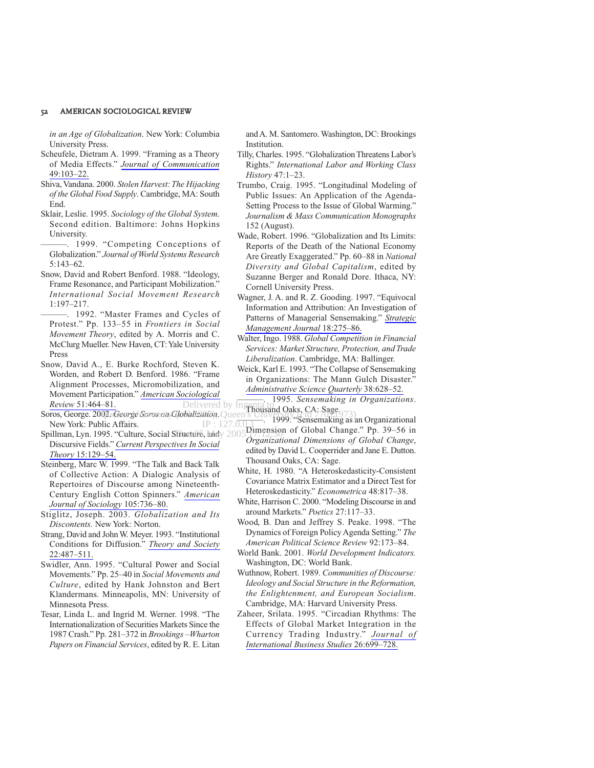*in an Age of Globalization*. New York: Columbia University Press.

Scheufele, Dietram A. 1999. "Framing as a Theory of Media Effects." *Journal of Communication* 49:103–22.

Shiva, Vandana. 2000. *Stolen Harvest: The Hijacking of the Global Food Supply*. Cambridge, MA: South End.

Sklair, Leslie. 1995. *Sociology of the Global System*. Second edition. Baltimore: Johns Hopkins University.

———. 1999. "Competing Conceptions of Globalization." *Journal of World Systems Research* 5:143–62.

Snow, David and Robert Benford. 1988. "Ideology, Frame Resonance, and Participant Mobilization." *International Social Movement Research* 1:197–217.

———. 1992. "Master Frames and Cycles of Protest." Pp. 133–55 in *Frontiers in Social Movement Theory*, edited by A. Morris and C. McClurg Mueller. New Haven, CT: Yale University Press

Snow, David A., E. Burke Rochford, Steven K. Worden, and Robert D. Benford. 1986. "Frame Alignment Processes, Micromobilization, and Movement Participation." *American Sociological Review* 51:464–81.

Soros, George. 2002. *George Soros on Globalization*. New York: Public Affairs.

Spillman, Lyn. 1995. "Culture, Social Structure, and Discursive Fields." *Current Perspectives In Social Theory* 15:129–54.

Steinberg, Marc W. 1999. "The Talk and Back Talk of Collective Action: A Dialogic Analysis of Repertoires of Discourse among Nineteenth-Century English Cotton Spinners." *American Journal of Sociology* 105:736–80.

Stiglitz, Joseph. 2003. *Globalization and Its Discontents.* New York: Norton.

Strang, David and John W. Meyer. 1993. "Institutional Conditions for Diffusion." *Theory and Society* 22:487–511.

Swidler, Ann. 1995. "Cultural Power and Social Movements." Pp. 25–40 in *Social Movements and Culture*, edited by Hank Johnston and Bert Klandermans. Minneapolis, MN: University of Minnesota Press.

Tesar, Linda L. and Ingrid M. Werner. 1998. "The Internationalization of Securities Markets Since the 1987 Crash." Pp. 281–372 in *Brookings –Wharton Papers on Financial Services*, edited by R. E. Litan and A. M. Santomero. Washington, DC: Brookings Institution.

Tilly, Charles. 1995. "Globalization Threatens Labor's Rights." *International Labor and Working Class History* 47:1–23.

Trumbo, Craig. 1995. "Longitudinal Modeling of Public Issues: An Application of the Agenda-Setting Process to the Issue of Global Warming." *Journalism & Mass Communication Monographs* 152 (August).

Wade, Robert. 1996. "Globalization and Its Limits: Reports of the Death of the National Economy Are Greatly Exaggerated." Pp. 60–88 in *National Diversity and Global Capitalism*, edited by Suzanne Berger and Ronald Dore. Ithaca, NY: Cornell University Press.

Wagner, J. A. and R. Z. Gooding. 1997. "Equivocal Information and Attribution: An Investigation of Patterns of Managerial Sensemaking." *Strategic Management Journal* 18:275–86.

Walter, Ingo. 1988. *Global Competition in Financial Services: Market Structure, Protection, and Trade Liberalization*. Cambridge, MA: Ballinger.

Weick, Karl E. 1993. "The Collapse of Sensemaking in Organizations: The Mann Gulch Disaster." *Administrative Science Quarterly* 38:628–52.

———. 1995. *Sensemaking in Organizations*. Thousand Oaks, CA: Sage.

———. 1999. "Sensemaking as an Organizational Dimension of Global Change." Pp. 39–56 in *Organizational Dimensions of Global Change*, edited by David L. Cooperrider and Jane E. Dutton. Thousand Oaks, CA: Sage.

White, H. 1980. "A Heteroskedasticity-Consistent Covariance Matrix Estimator and a Direct Test for Heteroskedasticity." *Econometrica* 48:817–38.

White, Harrison C. 2000. "Modeling Discourse in and around Markets." *Poetics* 27:117–33.

Wood, B. Dan and Jeffrey S. Peake. 1998. "The Dynamics of Foreign Policy Agenda Setting." *The American Political Science Review* 92:173–84.

World Bank. 2001. *World Development Indicators.* Washington, DC: World Bank.

Wuthnow, Robert. 1989. *Communities of Discourse: Ideology and Social Structure in the Reformation, the Enlightenment, and European Socialism*. Cambridge, MA: Harvard University Press.

Zaheer, Srilata. 1995. "Circadian Rhythms: The Effects of Global Market Integration in the Currency Trading Industry." *Journal of International Business Studies* 26:699–728.